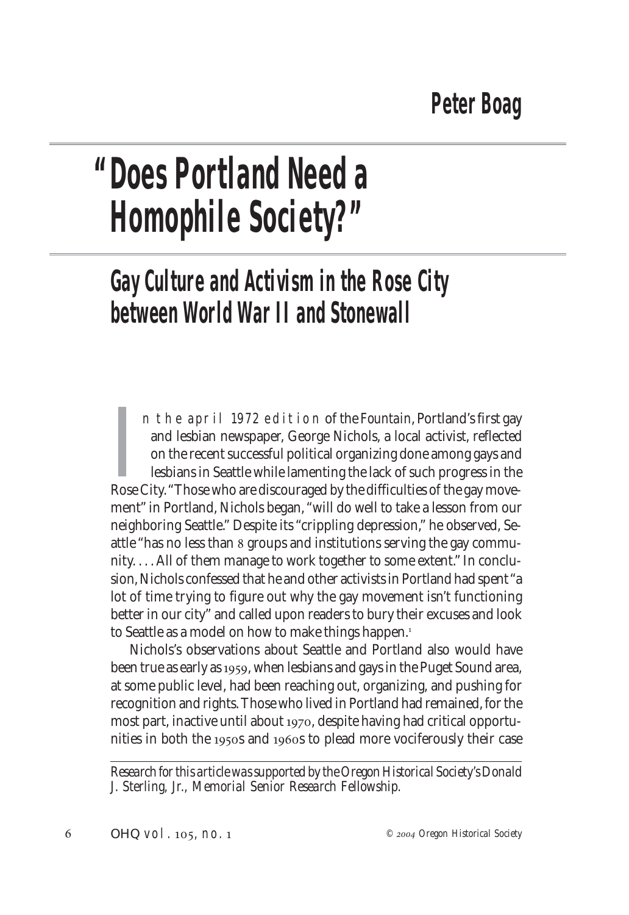Peter Boag

# "Does Portland Need a Homophile Society?"

## Gay Culture and Activism in the Rose City between World War II and Stonewall

In the april 1972 edition of the *Fountain*, Portland's first gay and lesbian newspaper, George Nichols, a local activist, reflected on the recent successful political organizing done among gays and lesbians in Seattle while lamenting the lack of such progress in the Rose City. "Those who are discouraged by the difficulties of the gay movement" in Portland, Nichols began, "will do well to take a lesson from our neighboring Seattle." Despite its "crippling depression," he observed, Seattle "has no less than 8 groups and institutions serving the gay community. . . . All of them manage to work together to some extent." In conclusion, Nichols confessed that he and other activists in Portland had spent "a lot of time trying to figure out why the gay movement isn't functioning better in our city" and called upon readers to bury their excuses and look to Seattle as a model on how to make things happen.[1]

Nichols's observations about Seattle and Portland also would have been true as early as 1959, when lesbians and gays in the Puget Sound area, at some public level, had been reaching out, organizing, and pushing for recognition and rights. Those who lived in Portland had remained, for the most part, inactive until about 1970, despite having had critical opportunities in both the 1950s and 1960s to plead more vociferously their case

---

*Research for this article was supported by the Oregon Historical Society's Donald J. Sterling, Jr., Memorial Senior Research Fellowship.*

© 2004 Oregon Historical Society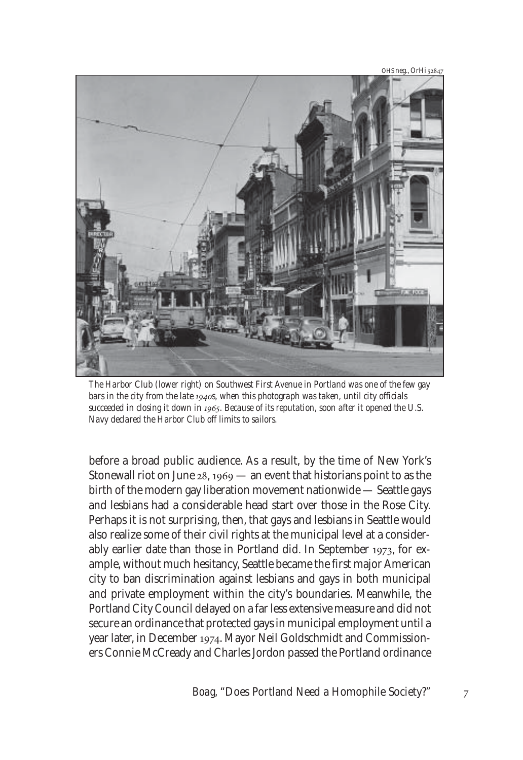OHS neg., OrHi 52847

*The Harbor Club (lower right) on Southwest First Avenue in Portland was one of the few gay bars in the city from the late 1940s, when this photograph was taken, until city officials succeeded in closing it down in 1965. Because of its reputation, soon after it opened the U.S. Navy declared the Harbor Club off limits to sailors.*

before a broad public audience. As a result, by the time of New York's Stonewall riot on June 28, 1969 — an event that historians point to as the birth of the modern gay liberation movement nationwide — Seattle gays and lesbians had a considerable head start over those in the Rose City. Perhaps it is not surprising, then, that gays and lesbians in Seattle would also realize some of their civil rights at the municipal level at a considerably earlier date than those in Portland did. In September 1973, for example, without much hesitancy, Seattle became the first major American city to ban discrimination against lesbians and gays in both municipal and private employment within the city's boundaries. Meanwhile, the Portland City Council delayed on a far less extensive measure and did not secure an ordinance that protected gays in municipal employment until a year later, in December 1974. Mayor Neil Goldschmidt and Commissioners Connie McCready and Charles Jordon passed the Portland ordinance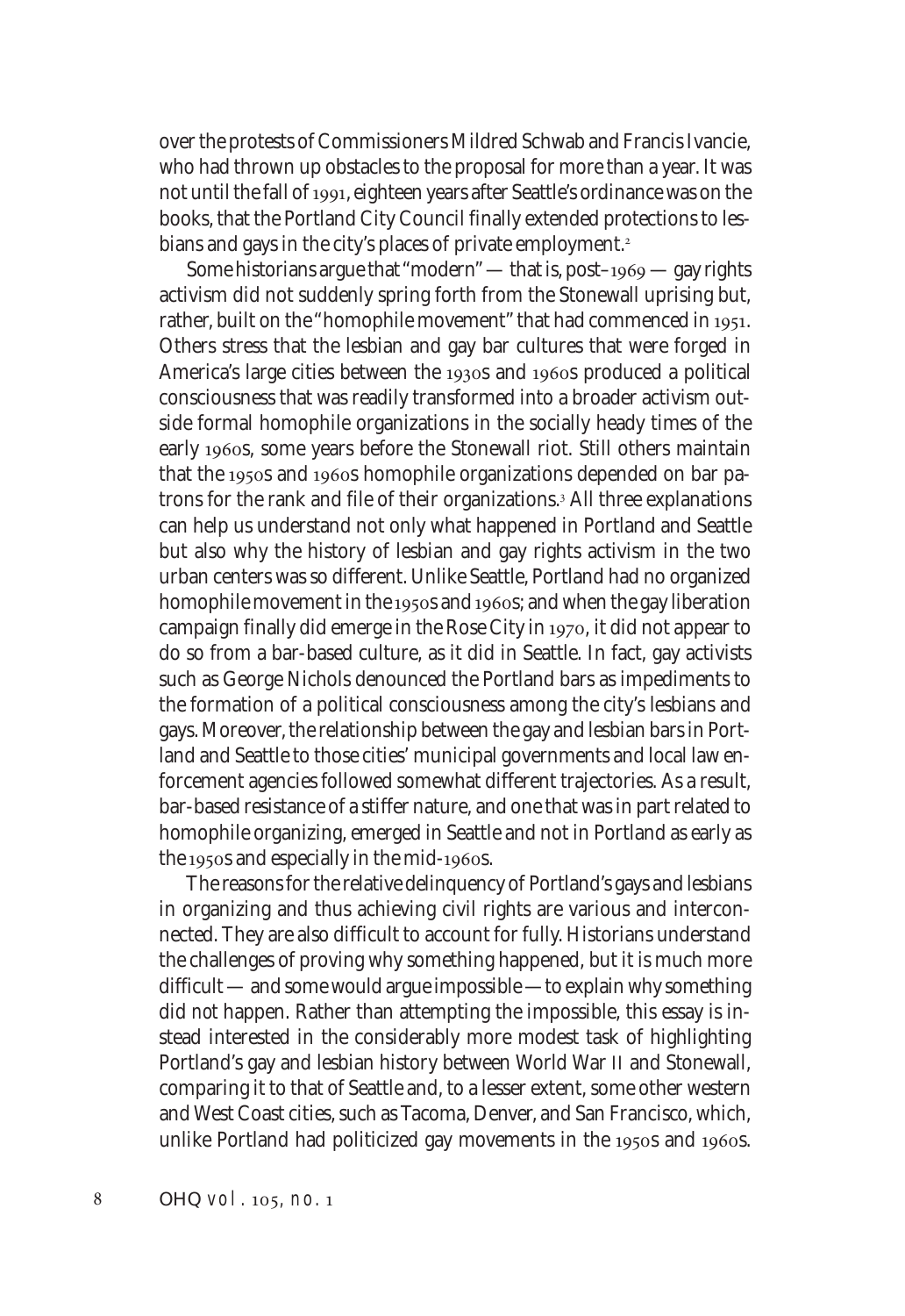over the protests of Commissioners Mildred Schwab and Francis Ivancie, who had thrown up obstacles to the proposal for more than a year. It was not until the fall of 1991, eighteen years after Seattle's ordinance was on the books, that the Portland City Council finally extended protections to lesbians and gays in the city's places of private employment.[2]

Some historians argue that "modern" — that is, post–1969 — gay rights activism did not suddenly spring forth from the Stonewall uprising but, rather, built on the "homophile movement" that had commenced in 1951. Others stress that the lesbian and gay bar cultures that were forged in America's large cities between the 1930s and 1960s produced a political consciousness that was readily transformed into a broader activism outside formal homophile organizations in the socially heady times of the early 1960s, some years before the Stonewall riot. Still others maintain that the 1950s and 1960s homophile organizations depended on bar patrons for the rank and file of their organizations.[3] All three explanations can help us understand not only what happened in Portland and Seattle but also why the history of lesbian and gay rights activism in the two urban centers was so different. Unlike Seattle, Portland had no organized homophile movement in the 1950s and 1960s; and when the gay liberation campaign finally did emerge in the Rose City in 1970, it did not appear to do so from a bar-based culture, as it did in Seattle. In fact, gay activists such as George Nichols denounced the Portland bars as impediments to the formation of a political consciousness among the city's lesbians and gays. Moreover, the relationship between the gay and lesbian bars in Portland and Seattle to those cities' municipal governments and local law enforcement agencies followed somewhat different trajectories. As a result, bar-based resistance of a stiffer nature, and one that was in part related to homophile organizing, emerged in Seattle and not in Portland as early as the 1950s and especially in the mid-1960s.

The reasons for the relative delinquency of Portland's gays and lesbians in organizing and thus achieving civil rights are various and interconnected. They are also difficult to account for fully. Historians understand the challenges of proving why something happened, but it is much more difficult — and some would argue impossible — to explain why something did *not* happen. Rather than attempting the impossible, this essay is instead interested in the considerably more modest task of highlighting Portland's gay and lesbian history between World War II and Stonewall, comparing it to that of Seattle and, to a lesser extent, some other western and West Coast cities, such as Tacoma, Denver, and San Francisco, which, unlike Portland had politicized gay movements in the 1950s and 1960s.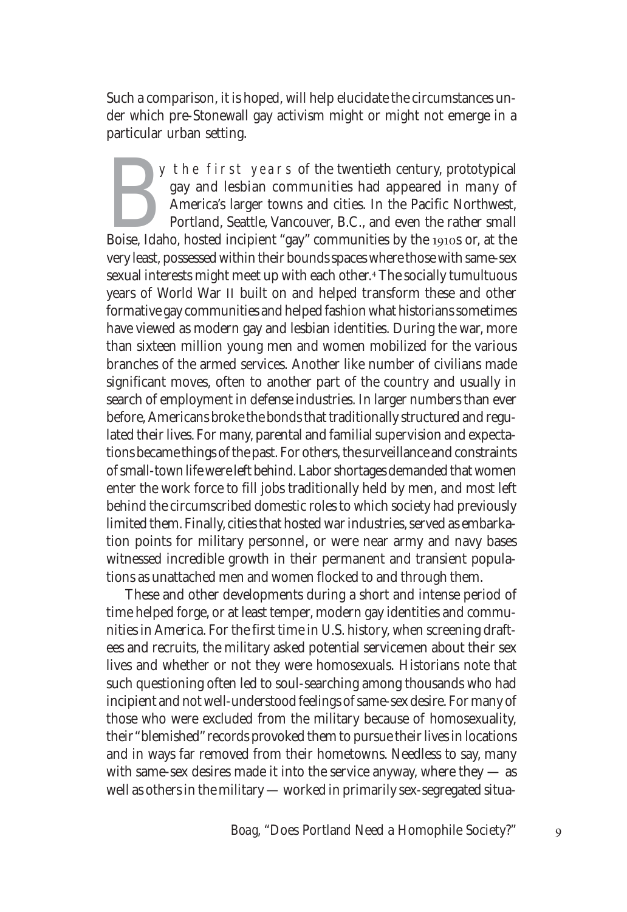Such a comparison, it is hoped, will help elucidate the circumstances under which pre-Stonewall gay activism might or might not emerge in a particular urban setting.

By the first years of the twentieth century, prototypical gay and lesbian communities had appeared in many of America's larger towns and cities. In the Pacific Northwest, Portland, Seattle, Vancouver, B.C., and even the rather small Boise, Idaho, hosted incipient "gay" communities by the 1910s or, at the very least, possessed within their bounds spaces where those with same-sex sexual interests might meet up with each other.[4] The socially tumultuous years of World War II built on and helped transform these and other formative gay communities and helped fashion what historians sometimes have viewed as modern gay and lesbian identities. During the war, more than sixteen million young men and women mobilized for the various branches of the armed services. Another like number of civilians made significant moves, often to another part of the country and usually in search of employment in defense industries. In larger numbers than ever before, Americans broke the bonds that traditionally structured and regulated their lives. For many, parental and familial supervision and expectations became things of the past. For others, the surveillance and constraints of small-town life were left behind. Labor shortages demanded that women enter the work force to fill jobs traditionally held by men, and most left behind the circumscribed domestic roles to which society had previously limited them. Finally, cities that hosted war industries, served as embarkation points for military personnel, or were near army and navy bases witnessed incredible growth in their permanent and transient populations as unattached men and women flocked to and through them.

These and other developments during a short and intense period of time helped forge, or at least temper, modern gay identities and communities in America. For the first time in U.S. history, when screening draftees and recruits, the military asked potential servicemen about their sex lives and whether or not they were homosexuals. Historians note that such questioning often led to soul-searching among thousands who had incipient and not well-understood feelings of same-sex desire. For many of those who were excluded from the military because of homosexuality, their "blemished" records provoked them to pursue their lives in locations and in ways far removed from their hometowns. Needless to say, many with same-sex desires made it into the service anyway, where they — as well as others in the military — worked in primarily sex-segregated situa-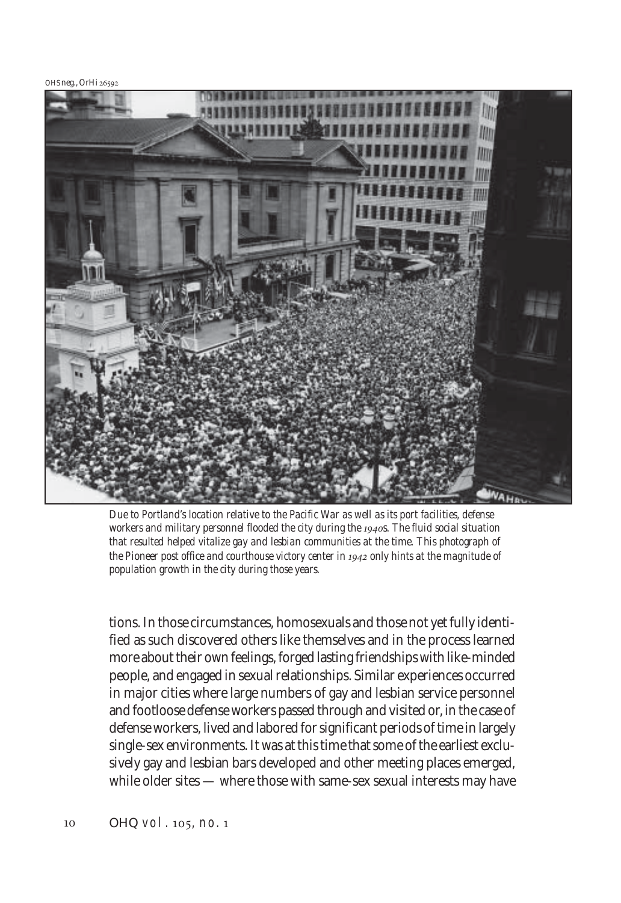OHS neg., OrHi 26592

Due to Portland's location relative to the Pacific War as well as its port facilities, defense workers and military personnel flooded the city during the 1940s. The fluid social situation that resulted helped vitalize gay and lesbian communities at the time. This photograph of the Pioneer post office and courthouse victory center in 1942 only hints at the magnitude of population growth in the city during those years.

tions. In those circumstances, homosexuals and those not yet fully identified as such discovered others like themselves and in the process learned more about their own feelings, forged lasting friendships with like-minded people, and engaged in sexual relationships. Similar experiences occurred in major cities where large numbers of gay and lesbian service personnel and footloose defense workers passed through and visited or, in the case of defense workers, lived and labored for significant periods of time in largely single-sex environments. It was at this time that some of the earliest exclusively gay and lesbian bars developed and other meeting places emerged, while older sites — where those with same-sex sexual interests may have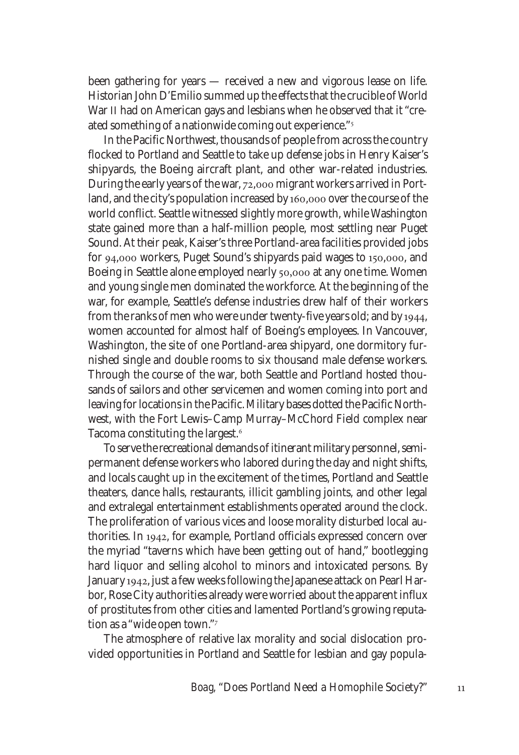been gathering for years — received a new and vigorous lease on life. Historian John D'Emilio summed up the effects that the crucible of World War II had on American gays and lesbians when he observed that it "created something of a nationwide coming out experience."[5]

In the Pacific Northwest, thousands of people from across the country flocked to Portland and Seattle to take up defense jobs in Henry Kaiser's shipyards, the Boeing aircraft plant, and other war-related industries. During the early years of the war, 72,000 migrant workers arrived in Portland, and the city's population increased by 160,000 over the course of the world conflict. Seattle witnessed slightly more growth, while Washington state gained more than a half-million people, most settling near Puget Sound. At their peak, Kaiser's three Portland-area facilities provided jobs for 94,000 workers, Puget Sound's shipyards paid wages to 150,000, and Boeing in Seattle alone employed nearly 50,000 at any one time. Women and young single men dominated the workforce. At the beginning of the war, for example, Seattle's defense industries drew half of their workers from the ranks of men who were under twenty-five years old; and by 1944, women accounted for almost half of Boeing's employees. In Vancouver, Washington, the site of one Portland-area shipyard, one dormitory furnished single and double rooms to six thousand male defense workers. Through the course of the war, both Seattle and Portland hosted thousands of sailors and other servicemen and women coming into port and leaving for locations in the Pacific. Military bases dotted the Pacific Northwest, with the Fort Lewis–Camp Murray–McChord Field complex near Tacoma constituting the largest.[6]

To serve the recreational demands of itinerant military personnel, semi-permanent defense workers who labored during the day and night shifts, and locals caught up in the excitement of the times, Portland and Seattle theaters, dance halls, restaurants, illicit gambling joints, and other legal and extralegal entertainment establishments operated around the clock. The proliferation of various vices and loose morality disturbed local authorities. In 1942, for example, Portland officials expressed concern over the myriad "taverns which have been getting out of hand," bootlegging hard liquor and selling alcohol to minors and intoxicated persons. By January 1942, just a few weeks following the Japanese attack on Pearl Harbor, Rose City authorities already were worried about the apparent influx of prostitutes from other cities and lamented Portland's growing reputation as a "wide open town."[7]

The atmosphere of relative lax morality and social dislocation provided opportunities in Portland and Seattle for lesbian and gay popula-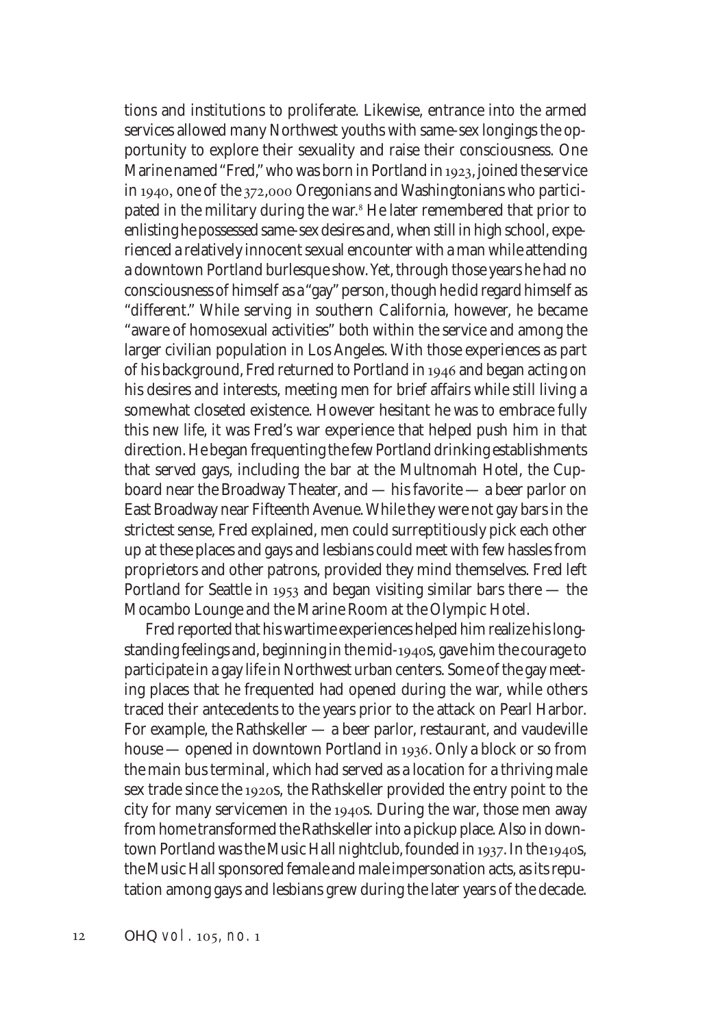tions and institutions to proliferate. Likewise, entrance into the armed services allowed many Northwest youths with same-sex longings the opportunity to explore their sexuality and raise their consciousness. One Marine named "Fred," who was born in Portland in 1923, joined the service in 1940, one of the 372,000 Oregonians and Washingtonians who participated in the military during the war.[8] He later remembered that prior to enlisting he possessed same-sex desires and, when still in high school, experienced a relatively innocent sexual encounter with a man while attending a downtown Portland burlesque show. Yet, through those years he had no consciousness of himself as a "gay" person, though he did regard himself as "different." While serving in southern California, however, he became "aware of homosexual activities" both within the service and among the larger civilian population in Los Angeles. With those experiences as part of his background, Fred returned to Portland in 1946 and began acting on his desires and interests, meeting men for brief affairs while still living a somewhat closeted existence. However hesitant he was to embrace fully this new life, it was Fred's war experience that helped push him in that direction. He began frequenting the few Portland drinking establishments that served gays, including the bar at the Multnomah Hotel, the Cupboard near the Broadway Theater, and — his favorite — a beer parlor on East Broadway near Fifteenth Avenue. While they were not gay bars in the strictest sense, Fred explained, men could surreptitiously pick each other up at these places and gays and lesbians could meet with few hassles from proprietors and other patrons, provided they mind themselves. Fred left Portland for Seattle in 1953 and began visiting similar bars there — the Mocambo Lounge and the Marine Room at the Olympic Hotel.

Fred reported that his wartime experiences helped him realize his longstanding feelings and, beginning in the mid-1940s, gave him the courage to participate in a gay life in Northwest urban centers. Some of the gay meeting places that he frequented had opened during the war, while others traced their antecedents to the years prior to the attack on Pearl Harbor. For example, the Rathskeller — a beer parlor, restaurant, and vaudeville house — opened in downtown Portland in 1936. Only a block or so from the main bus terminal, which had served as a location for a thriving male sex trade since the 1920s, the Rathskeller provided the entry point to the city for many servicemen in the 1940s. During the war, those men away from home transformed the Rathskeller into a pickup place. Also in downtown Portland was the Music Hall nightclub, founded in 1937. In the 1940s, the Music Hall sponsored female and male impersonation acts, as its reputation among gays and lesbians grew during the later years of the decade.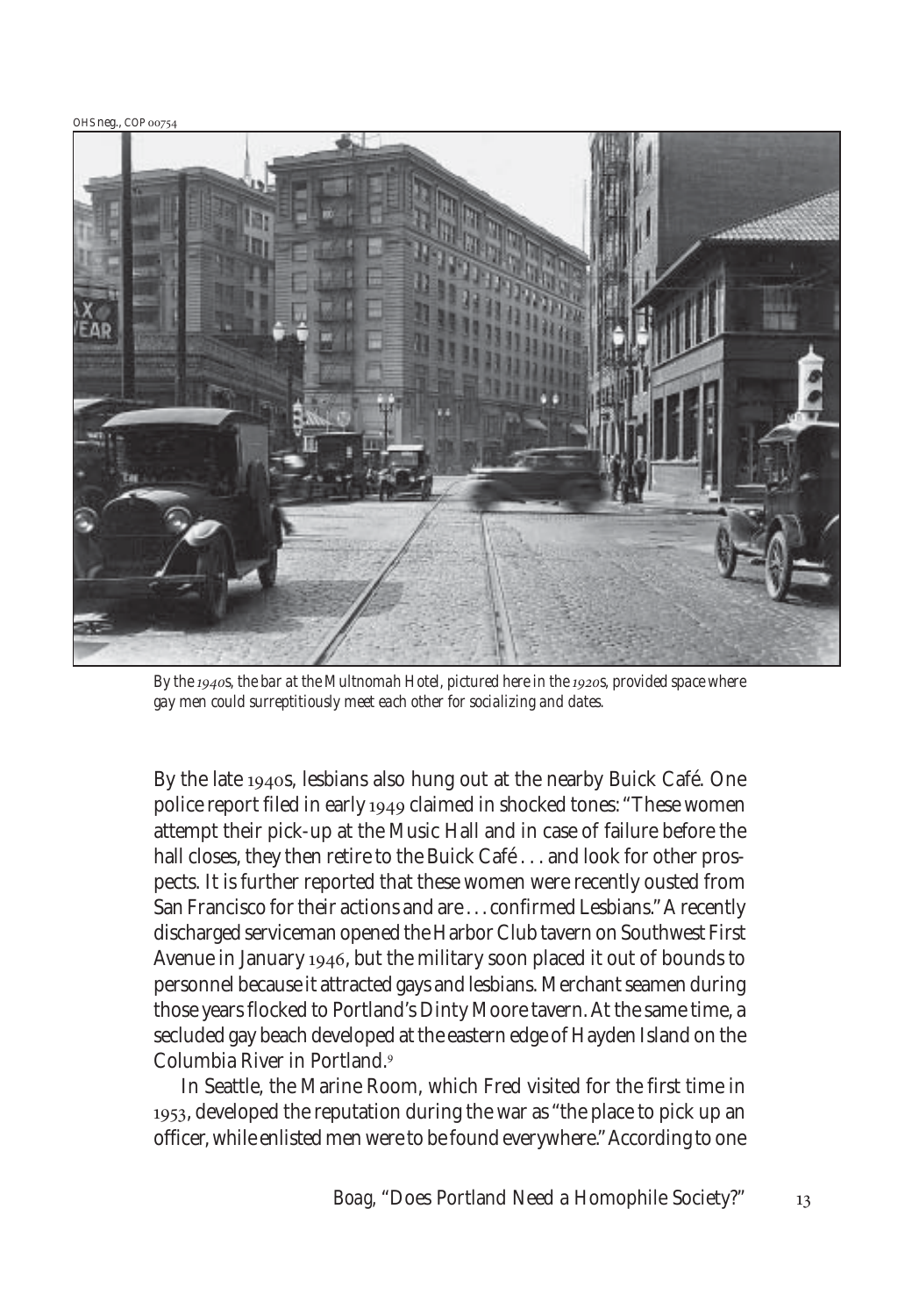OHS neg., COP 00754

*By the 1940s, the bar at the Multnomah Hotel, pictured here in the 1920s, provided space where gay men could surreptitiously meet each other for socializing and dates.*

By the late 1940s, lesbians also hung out at the nearby Buick Café. One police report filed in early 1949 claimed in shocked tones: "These women attempt their pick-up at the Music Hall and in case of failure before the hall closes, they then retire to the Buick Café . . . and look for other prospects. It is further reported that these women were recently ousted from San Francisco for their actions and are . . . confirmed Lesbians." A recently discharged serviceman opened the Harbor Club tavern on Southwest First Avenue in January 1946, but the military soon placed it out of bounds to personnel because it attracted gays and lesbians. Merchant seamen during those years flocked to Portland's Dinty Moore tavern. At the same time, a secluded gay beach developed at the eastern edge of Hayden Island on the Columbia River in Portland.[9]

In Seattle, the Marine Room, which Fred visited for the first time in 1953, developed the reputation during the war as "the place to pick up an officer, while enlisted men were to be found everywhere." According to one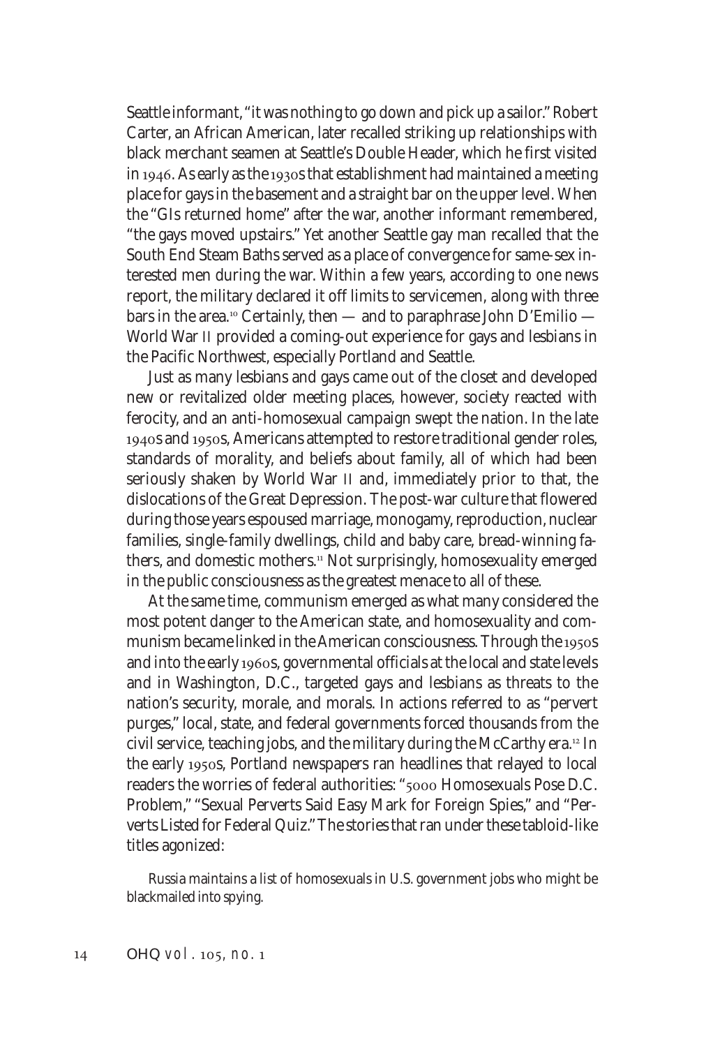Seattle informant, "it was nothing to go down and pick up a sailor." Robert Carter, an African American, later recalled striking up relationships with black merchant seamen at Seattle's Double Header, which he first visited in 1946. As early as the 1930s that establishment had maintained a meeting place for gays in the basement and a straight bar on the upper level. When the "GIs returned home" after the war, another informant remembered, "the gays moved upstairs." Yet another Seattle gay man recalled that the South End Steam Baths served as a place of convergence for same-sex interested men during the war. Within a few years, according to one news report, the military declared it off limits to servicemen, along with three bars in the area.[10] Certainly, then — and to paraphrase John D'Emilio — World War II provided a coming-out experience for gays and lesbians in the Pacific Northwest, especially Portland and Seattle.

Just as many lesbians and gays came out of the closet and developed new or revitalized older meeting places, however, society reacted with ferocity, and an anti-homosexual campaign swept the nation. In the late 1940s and 1950s, Americans attempted to restore traditional gender roles, standards of morality, and beliefs about family, all of which had been seriously shaken by World War II and, immediately prior to that, the dislocations of the Great Depression. The post-war culture that flowered during those years espoused marriage, monogamy, reproduction, nuclear families, single-family dwellings, child and baby care, bread-winning fathers, and domestic mothers.[11] Not surprisingly, homosexuality emerged in the public consciousness as the greatest menace to all of these.

At the same time, communism emerged as what many considered the most potent danger to the American state, and homosexuality and communism became linked in the American consciousness. Through the 1950s and into the early 1960s, governmental officials at the local and state levels and in Washington, D.C., targeted gays and lesbians as threats to the nation's security, morale, and morals. In actions referred to as "pervert purges," local, state, and federal governments forced thousands from the civil service, teaching jobs, and the military during the McCarthy era.[12] In the early 1950s, Portland newspapers ran headlines that relayed to local readers the worries of federal authorities: "5000 Homosexuals Pose D.C. Problem," "Sexual Perverts Said Easy Mark for Foreign Spies," and "Perverts Listed for Federal Quiz." The stories that ran under these tabloid-like titles agonized:

> Russia maintains a list of homosexuals in U.S. government jobs who might be blackmailed into spying.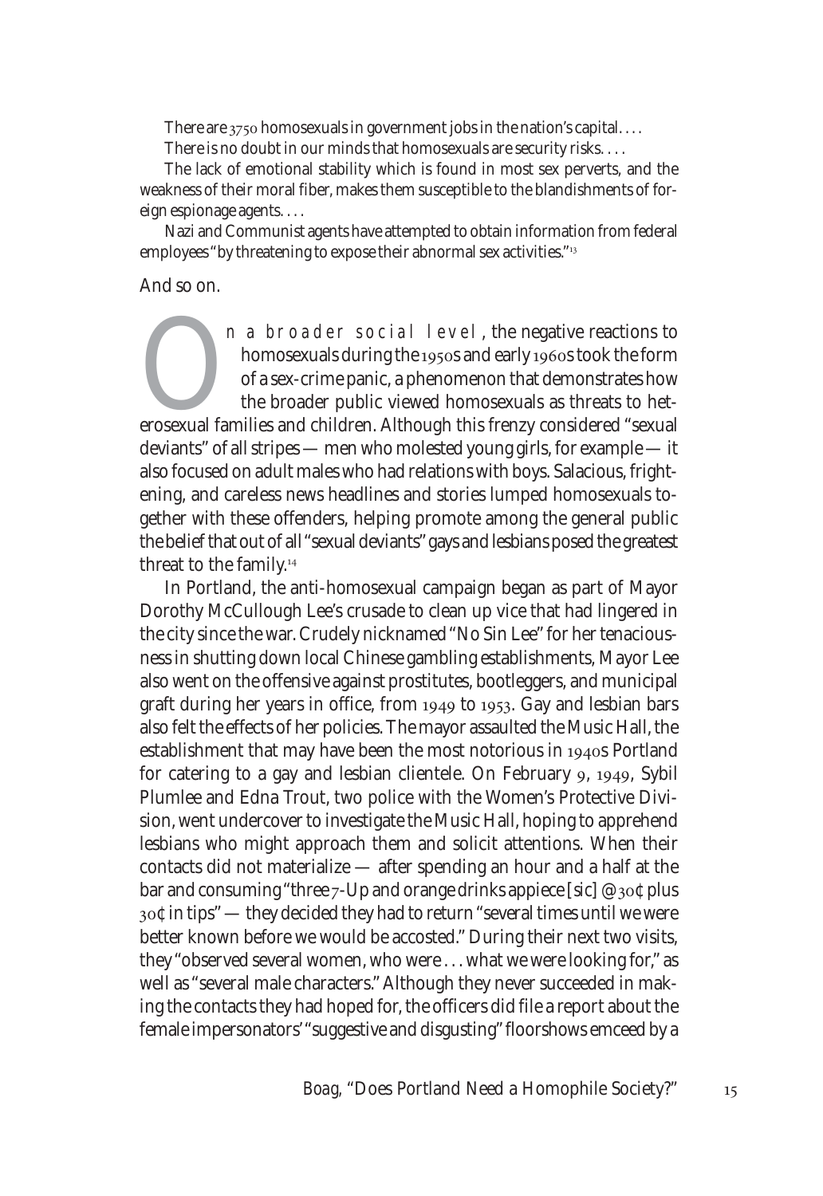There are 3750 homosexuals in government jobs in the nation's capital. . . .

There is no doubt in our minds that homosexuals are security risks. . . .

The lack of emotional stability which is found in most sex perverts, and the weakness of their moral fiber, makes them susceptible to the blandishments of foreign espionage agents. . . .

Nazi and Communist agents have attempted to obtain information from federal employees "by threatening to expose their abnormal sex activities."[13]

And so on.

On a broader social level, the negative reactions to homosexuals during the 1950s and early 1960s took the form of a sex-crime panic, a phenomenon that demonstrates how the broader public viewed homosexuals as threats to heterosexual families and children. Although this frenzy considered "sexual deviants" of all stripes — men who molested young girls, for example — it also focused on adult males who had relations with boys. Salacious, frightening, and careless news headlines and stories lumped homosexuals together with these offenders, helping promote among the general public the belief that out of all "sexual deviants" gays and lesbians posed the greatest threat to the family.[14]

In Portland, the anti-homosexual campaign began as part of Mayor Dorothy McCullough Lee's crusade to clean up vice that had lingered in the city since the war. Crudely nicknamed "No Sin Lee" for her tenaciousness in shutting down local Chinese gambling establishments, Mayor Lee also went on the offensive against prostitutes, bootleggers, and municipal graft during her years in office, from 1949 to 1953. Gay and lesbian bars also felt the effects of her policies. The mayor assaulted the Music Hall, the establishment that may have been the most notorious in 1940s Portland for catering to a gay and lesbian clientele. On February 9, 1949, Sybil Plumlee and Edna Trout, two police with the Women's Protective Division, went undercover to investigate the Music Hall, hoping to apprehend lesbians who might approach them and solicit attentions. When their contacts did not materialize — after spending an hour and a half at the bar and consuming "three 7-Up and orange drinks appiece [sic] @30¢ plus 30¢ in tips" — they decided they had to return "several times until we were better known before we would be accosted." During their next two visits, they "observed several women, who were . . . what we were looking for," as well as "several male characters." Although they never succeeded in making the contacts they had hoped for, the officers did file a report about the female impersonators' "suggestive and disgusting" floorshows emceed by a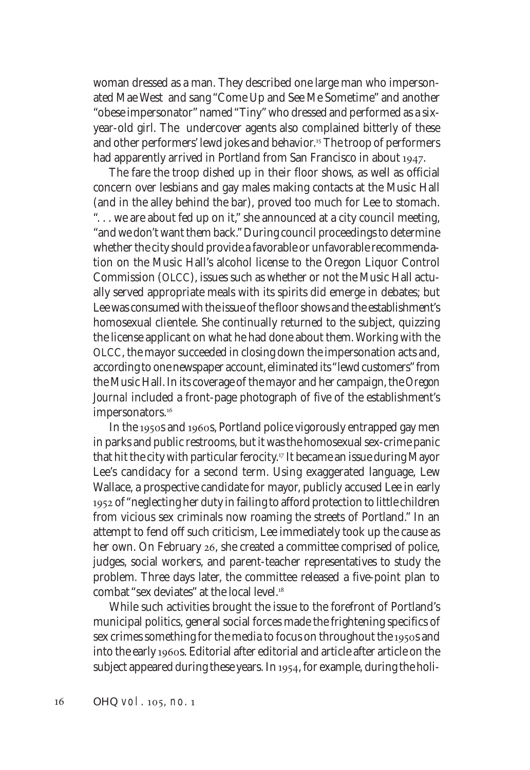woman dressed as a man. They described one large man who impersonated Mae West and sang "Come Up and See Me Sometime" and another "obese impersonator" named "Tiny" who dressed and performed as a six-year-old girl. The undercover agents also complained bitterly of these and other performers' lewd jokes and behavior.[15] The troop of performers had apparently arrived in Portland from San Francisco in about 1947.

The fare the troop dished up in their floor shows, as well as official concern over lesbians and gay males making contacts at the Music Hall (and in the alley behind the bar), proved too much for Lee to stomach. ". . . we are about fed up on it," she announced at a city council meeting, "and we don't want them back." During council proceedings to determine whether the city should provide a favorable or unfavorable recommendation on the Music Hall's alcohol license to the Oregon Liquor Control Commission (OLCC), issues such as whether or not the Music Hall actually served appropriate meals with its spirits did emerge in debates; but Lee was consumed with the issue of the floor shows and the establishment's homosexual clientele. She continually returned to the subject, quizzing the license applicant on what he had done about them. Working with the OLCC, the mayor succeeded in closing down the impersonation acts and, according to one newspaper account, eliminated its "lewd customers" from the Music Hall. In its coverage of the mayor and her campaign, the *Oregon Journal* included a front-page photograph of five of the establishment's impersonators.[16]

In the 1950s and 1960s, Portland police vigorously entrapped gay men in parks and public restrooms, but it was the homosexual sex-crime panic that hit the city with particular ferocity.[17] It became an issue during Mayor Lee's candidacy for a second term. Using exaggerated language, Lew Wallace, a prospective candidate for mayor, publicly accused Lee in early 1952 of "neglecting her duty in failing to afford protection to little children from vicious sex criminals now roaming the streets of Portland." In an attempt to fend off such criticism, Lee immediately took up the cause as her own. On February 26, she created a committee comprised of police, judges, social workers, and parent-teacher representatives to study the problem. Three days later, the committee released a five-point plan to combat "sex deviates" at the local level.[18]

While such activities brought the issue to the forefront of Portland's municipal politics, general social forces made the frightening specifics of sex crimes something for the media to focus on throughout the 1950s and into the early 1960s. Editorial after editorial and article after article on the subject appeared during these years. In 1954, for example, during the holi-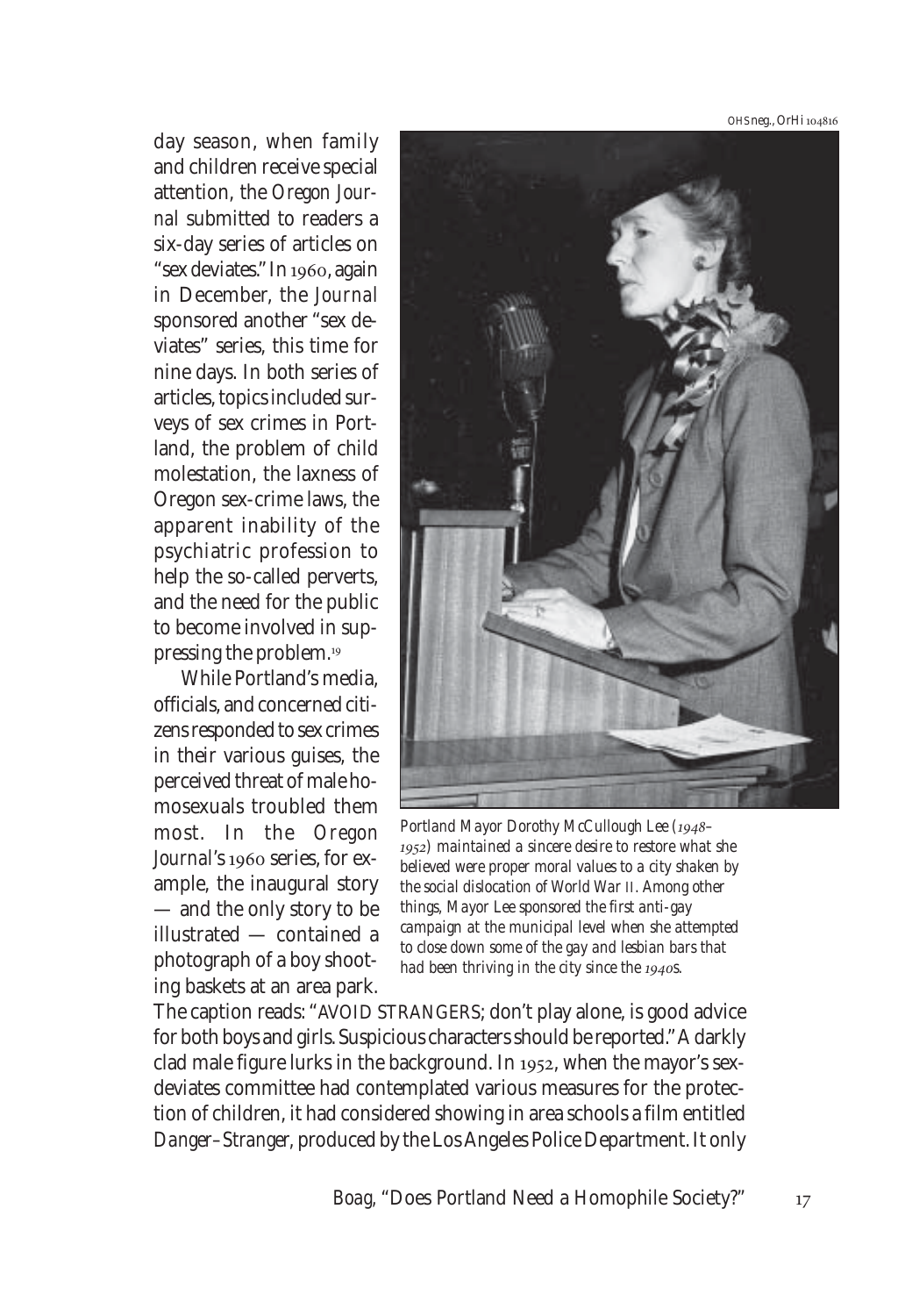day season, when family and children receive special attention, the *Oregon Journal* submitted to readers a six-day series of articles on "sex deviates." In 1960, again in December, the *Journal* sponsored another "sex deviates" series, this time for nine days. In both series of articles, topics included surveys of sex crimes in Portland, the problem of child molestation, the laxness of Oregon sex-crime laws, the apparent inability of the psychiatric profession to help the so-called perverts, and the need for the public to become involved in suppressing the problem.[19]

While Portland's media, officials, and concerned citizens responded to sex crimes in their various guises, the perceived threat of male homosexuals troubled them most. In the *Oregon Journal*'s 1960 series, for example, the inaugural story — and the only story to be illustrated — contained a photograph of a boy shooting baskets at an area park. The caption reads: "AVOID STRANGERS; don't play alone, is good advice for both boys and girls. Suspicious characters should be reported." A darkly clad male figure lurks in the background. In 1952, when the mayor's sex-deviates committee had contemplated various measures for the protection of children, it had considered showing in area schools a film entitled *Danger–Stranger*, produced by the Los Angeles Police Department. It only

OHS neg., OrHi 104816

*Portland Mayor Dorothy McCullough Lee (1948–1952) maintained a sincere desire to restore what she believed were proper moral values to a city shaken by the social dislocation of World War II. Among other things, Mayor Lee sponsored the first anti-gay campaign at the municipal level when she attempted to close down some of the gay and lesbian bars that had been thriving in the city since the 1940s.*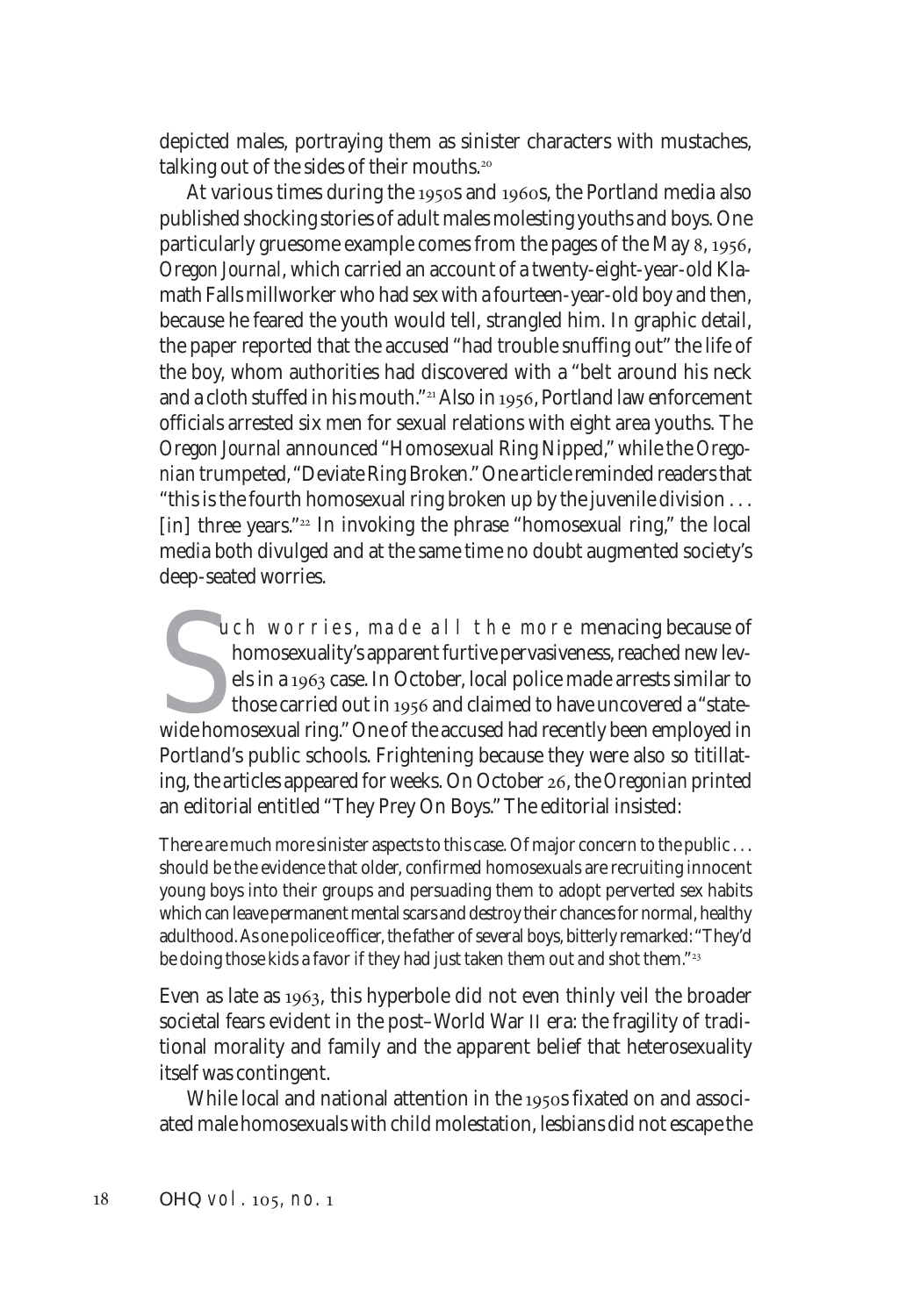depicted males, portraying them as sinister characters with mustaches, talking out of the sides of their mouths.[20]

At various times during the 1950s and 1960s, the Portland media also published shocking stories of adult males molesting youths and boys. One particularly gruesome example comes from the pages of the May 8, 1956, *Oregon Journal*, which carried an account of a twenty-eight-year-old Klamath Falls millworker who had sex with a fourteen-year-old boy and then, because he feared the youth would tell, strangled him. In graphic detail, the paper reported that the accused "had trouble snuffing out" the life of the boy, whom authorities had discovered with a "belt around his neck and a cloth stuffed in his mouth."[21] Also in 1956, Portland law enforcement officials arrested six men for sexual relations with eight area youths. The *Oregon Journal* announced "Homosexual Ring Nipped," while the *Oregonian* trumpeted, "Deviate Ring Broken." One article reminded readers that "this is the fourth homosexual ring broken up by the juvenile division . . . [in] three years."[22] In invoking the phrase "homosexual ring," the local media both divulged and at the same time no doubt augmented society's deep-seated worries.

Such worries, made all the more menacing because of homosexuality's apparent furtive pervasiveness, reached new levels in a 1963 case. In October, local police made arrests similar to those carried out in 1956 and claimed to have uncovered a "statewide homosexual ring." One of the accused had recently been employed in Portland's public schools. Frightening because they were also so titillating, the articles appeared for weeks. On October 26, the *Oregonian* printed an editorial entitled "They Prey On Boys." The editorial insisted:

> There are much more sinister aspects to this case. Of major concern to the public . . . should be the evidence that older, confirmed homosexuals are recruiting innocent young boys into their groups and persuading them to adopt perverted sex habits which can leave permanent mental scars and destroy their chances for normal, healthy adulthood. As one police officer, the father of several boys, bitterly remarked: "They'd be doing those kids a favor if they had just taken them out and shot them."[23]

Even as late as 1963, this hyperbole did not even thinly veil the broader societal fears evident in the post–World War II era: the fragility of traditional morality and family and the apparent belief that heterosexuality itself was contingent.

While local and national attention in the 1950s fixated on and associated male homosexuals with child molestation, lesbians did not escape the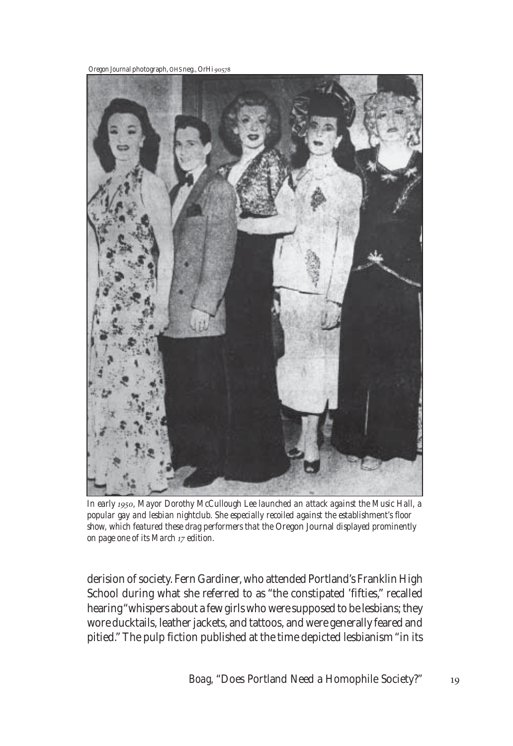Oregon Journal photograph, OHS neg., OrHi 90578

*In early 1950, Mayor Dorothy McCullough Lee launched an attack against the Music Hall, a popular gay and lesbian nightclub. She especially recoiled against the establishment's floor show, which featured these drag performers that the* Oregon Journal *displayed prominently on page one of its March 17 edition.*

derision of society. Fern Gardiner, who attended Portland's Franklin High School during what she referred to as "the constipated 'fifties," recalled hearing "whispers about a few girls who were supposed to be lesbians; they wore ducktails, leather jackets, and tattoos, and were generally feared and pitied." The pulp fiction published at the time depicted lesbianism "in its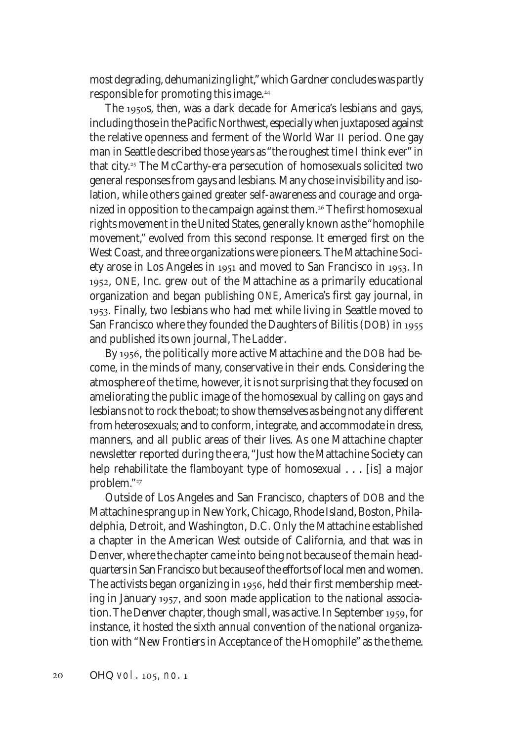most degrading, dehumanizing light," which Gardner concludes was partly responsible for promoting this image.[24]

The 1950s, then, was a dark decade for America's lesbians and gays, including those in the Pacific Northwest, especially when juxtaposed against the relative openness and ferment of the World War II period. One gay man in Seattle described those years as "the roughest time I think ever" in that city.[25] The McCarthy-era persecution of homosexuals solicited two general responses from gays and lesbians. Many chose invisibility and isolation, while others gained greater self-awareness and courage and organized in opposition to the campaign against them.[26] The first homosexual rights movement in the United States, generally known as the "homophile movement," evolved from this second response. It emerged first on the West Coast, and three organizations were pioneers. The Mattachine Society arose in Los Angeles in 1951 and moved to San Francisco in 1953. In 1952, ONE, Inc. grew out of the Mattachine as a primarily educational organization and began publishing *ONE*, America's first gay journal, in 1953. Finally, two lesbians who had met while living in Seattle moved to San Francisco where they founded the Daughters of Bilitis (DOB) in 1955 and published its own journal, *The Ladder*.

By 1956, the politically more active Mattachine and the DOB had become, in the minds of many, conservative in their ends. Considering the atmosphere of the time, however, it is not surprising that they focused on ameliorating the public image of the homosexual by calling on gays and lesbians not to rock the boat; to show themselves as being not any different from heterosexuals; and to conform, integrate, and accommodate in dress, manners, and all public areas of their lives. As one Mattachine chapter newsletter reported during the era, "Just how the Mattachine Society can help rehabilitate the flamboyant type of homosexual . . . [is] a major problem."[27]

Outside of Los Angeles and San Francisco, chapters of DOB and the Mattachine sprang up in New York, Chicago, Rhode Island, Boston, Philadelphia, Detroit, and Washington, D.C. Only the Mattachine established a chapter in the American West outside of California, and that was in Denver, where the chapter came into being not because of the main headquarters in San Francisco but because of the efforts of local men and women. The activists began organizing in 1956, held their first membership meeting in January 1957, and soon made application to the national association. The Denver chapter, though small, was active. In September 1959, for instance, it hosted the sixth annual convention of the national organization with "New Frontiers in Acceptance of the Homophile" as the theme.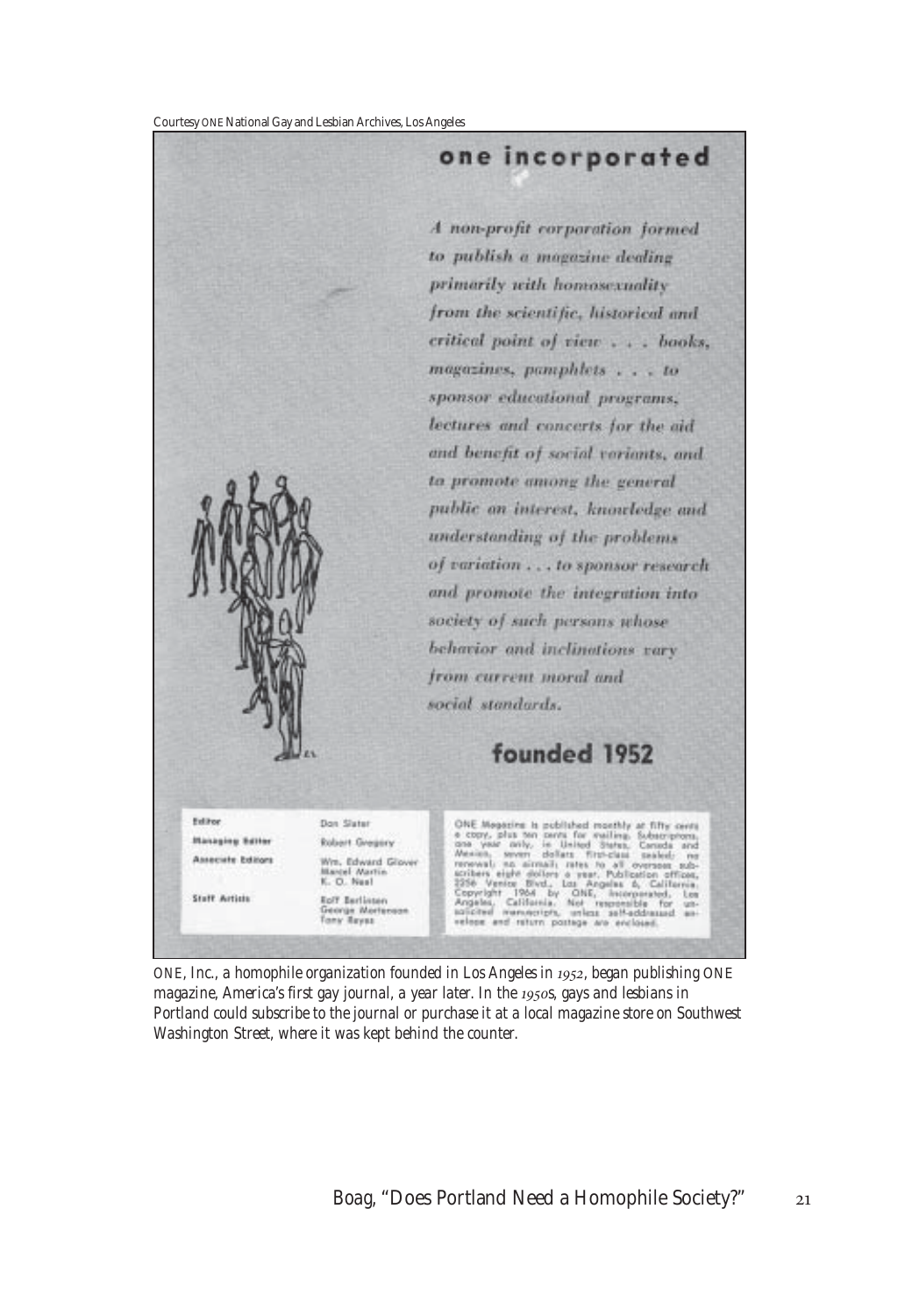Courtesy ONE National Gay and Lesbian Archives, Los Angeles

# one incorporated

*A non-profit corporation formed to publish a magazine dealing primarily with homosexuality from the scientific, historical and critical point of view . . . books, magazines, pamphlets . . . to sponsor educational programs, lectures and concerts for the aid and benefit of social variants, and to promote among the general public an interest, knowledge and understanding of the problems of variation . . . to sponsor research and promote the integration into society of such persons whose behavior and inclinations vary from current moral and social standards.*

## founded 1952

| | |
|---|---|
| Editor | Don Slater |
| Managing Editor | Robert Gregory |
| Associate Editors | Wm. Edward Glover, Marcel Martin, K. O. Neal |
| Staff Artists | Rolf Berlinsen, George Mortenson, Tony Reyes |

ONE Magazine is published monthly at fifty cents a copy, plus ten cents for mailing. Subscriptions, one year only, in United States, Canada and Mexico, seven dollars first-class sealed; no renewal; no airmail; rates to all overseas subscribers eight dollars a year. Publication offices, 2256 Venice Blvd., Los Angeles 6, California. Copyright 1964 by ONE, Incorporated, Los Angeles, California. Not responsible for unsolicited manuscripts, unless self-addressed envelope and return postage are enclosed.

ONE, Inc., a homophile organization founded in Los Angeles in 1952, began publishing ONE magazine, America's first gay journal, a year later. In the 1950s, gays and lesbians in Portland could subscribe to the journal or purchase it at a local magazine store on Southwest Washington Street, where it was kept behind the counter.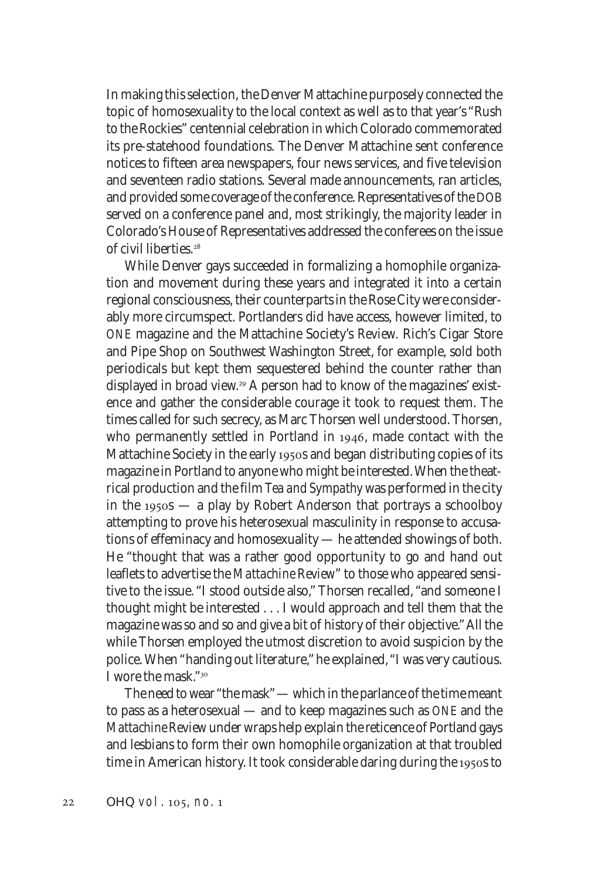In making this selection, the Denver Mattachine purposely connected the topic of homosexuality to the local context as well as to that year's "Rush to the Rockies" centennial celebration in which Colorado commemorated its pre-statehood foundations. The Denver Mattachine sent conference notices to fifteen area newspapers, four news services, and five television and seventeen radio stations. Several made announcements, ran articles, and provided some coverage of the conference. Representatives of the DOB served on a conference panel and, most strikingly, the majority leader in Colorado's House of Representatives addressed the conferees on the issue of civil liberties.[28]

While Denver gays succeeded in formalizing a homophile organization and movement during these years and integrated it into a certain regional consciousness, their counterparts in the Rose City were considerably more circumspect. Portlanders did have access, however limited, to *ONE* magazine and the Mattachine Society's *Review.* Rich's Cigar Store and Pipe Shop on Southwest Washington Street, for example, sold both periodicals but kept them sequestered behind the counter rather than displayed in broad view.[29] A person had to know of the magazines' existence and gather the considerable courage it took to request them. The times called for such secrecy, as Marc Thorsen well understood. Thorsen, who permanently settled in Portland in 1946, made contact with the Mattachine Society in the early 1950s and began distributing copies of its magazine in Portland to anyone who might be interested. When the theatrical production and the film *Tea and Sympathy* was performed in the city in the 1950s — a play by Robert Anderson that portrays a schoolboy attempting to prove his heterosexual masculinity in response to accusations of effeminacy and homosexuality — he attended showings of both. He "thought that was a rather good opportunity to go and hand out leaflets to advertise the *Mattachine Review*" to those who appeared sensitive to the issue. "I stood outside also," Thorsen recalled, "and someone I thought might be interested . . . I would approach and tell them that the magazine was so and so and give a bit of history of their objective." All the while Thorsen employed the utmost discretion to avoid suspicion by the police. When "handing out literature," he explained, "I was very cautious. I wore the mask."[30]

The need to wear "the mask" — which in the parlance of the time meant to pass as a heterosexual — and to keep magazines such as *ONE* and the *Mattachine Review* under wraps help explain the reticence of Portland gays and lesbians to form their own homophile organization at that troubled time in American history. It took considerable daring during the 1950s to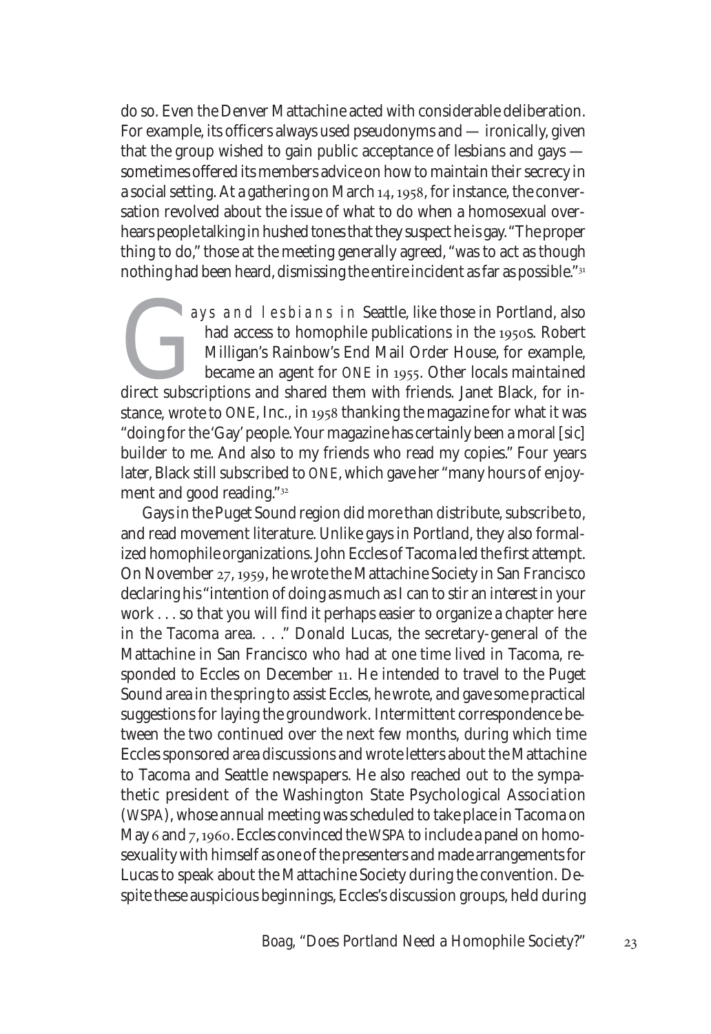do so. Even the Denver Mattachine acted with considerable deliberation. For example, its officers always used pseudonyms and — ironically, given that the group wished to gain public acceptance of lesbians and gays — sometimes offered its members advice on how to maintain their secrecy in a social setting. At a gathering on March 14, 1958, for instance, the conversation revolved about the issue of what to do when a homosexual overhears people talking in hushed tones that they suspect he is gay. "The proper thing to do," those at the meeting generally agreed, "was to act as though nothing had been heard, dismissing the entire incident as far as possible."[31]

Gays and lesbians in Seattle, like those in Portland, also had access to homophile publications in the 1950s. Robert Milligan's Rainbow's End Mail Order House, for example, became an agent for ONE in 1955. Other locals maintained direct subscriptions and shared them with friends. Janet Black, for instance, wrote to ONE, Inc., in 1958 thanking the magazine for what it was "doing for the 'Gay' people. Your magazine has certainly been a moral [*sic*] builder to me. And also to my friends who read my copies." Four years later, Black still subscribed to ONE, which gave her "many hours of enjoyment and good reading."[32]

Gays in the Puget Sound region did more than distribute, subscribe to, and read movement literature. Unlike gays in Portland, they also formalized homophile organizations. John Eccles of Tacoma led the first attempt. On November 27, 1959, he wrote the Mattachine Society in San Francisco declaring his "intention of doing as much as I can to stir an interest in your work . . . so that you will find it perhaps easier to organize a chapter here in the Tacoma area. . . ." Donald Lucas, the secretary-general of the Mattachine in San Francisco who had at one time lived in Tacoma, responded to Eccles on December 11. He intended to travel to the Puget Sound area in the spring to assist Eccles, he wrote, and gave some practical suggestions for laying the groundwork. Intermittent correspondence between the two continued over the next few months, during which time Eccles sponsored area discussions and wrote letters about the Mattachine to Tacoma and Seattle newspapers. He also reached out to the sympathetic president of the Washington State Psychological Association (WSPA), whose annual meeting was scheduled to take place in Tacoma on May 6 and 7, 1960. Eccles convinced the WSPA to include a panel on homosexuality with himself as one of the presenters and made arrangements for Lucas to speak about the Mattachine Society during the convention. Despite these auspicious beginnings, Eccles's discussion groups, held during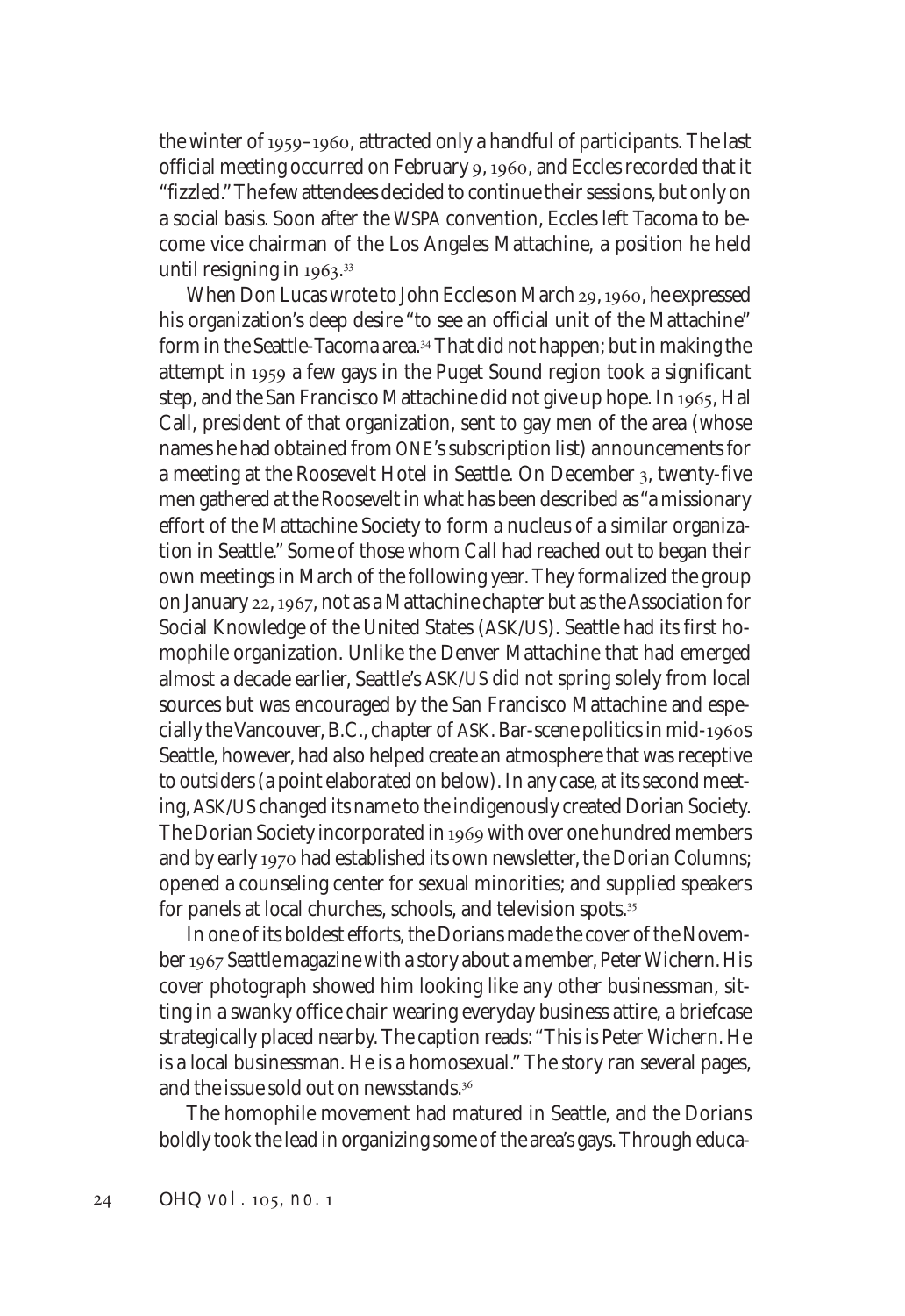the winter of 1959–1960, attracted only a handful of participants. The last official meeting occurred on February 9, 1960, and Eccles recorded that it "fizzled." The few attendees decided to continue their sessions, but only on a social basis. Soon after the WSPA convention, Eccles left Tacoma to become vice chairman of the Los Angeles Mattachine, a position he held until resigning in 1963.[33]

When Don Lucas wrote to John Eccles on March 29, 1960, he expressed his organization's deep desire "to see an official unit of the Mattachine" form in the Seattle-Tacoma area.[34] That did not happen; but in making the attempt in 1959 a few gays in the Puget Sound region took a significant step, and the San Francisco Mattachine did not give up hope. In 1965, Hal Call, president of that organization, sent to gay men of the area (whose names he had obtained from *ONE*'s subscription list) announcements for a meeting at the Roosevelt Hotel in Seattle. On December 3, twenty-five men gathered at the Roosevelt in what has been described as "a missionary effort of the Mattachine Society to form a nucleus of a similar organization in Seattle." Some of those whom Call had reached out to began their own meetings in March of the following year. They formalized the group on January 22, 1967, not as a Mattachine chapter but as the Association for Social Knowledge of the United States (ASK/US). Seattle had its first homophile organization. Unlike the Denver Mattachine that had emerged almost a decade earlier, Seattle's ASK/US did not spring solely from local sources but was encouraged by the San Francisco Mattachine and especially the Vancouver, B.C., chapter of ASK. Bar-scene politics in mid-1960s Seattle, however, had also helped create an atmosphere that was receptive to outsiders (a point elaborated on below). In any case, at its second meeting, ASK/US changed its name to the indigenously created Dorian Society. The Dorian Society incorporated in 1969 with over one hundred members and by early 1970 had established its own newsletter, the *Dorian Columns*; opened a counseling center for sexual minorities; and supplied speakers for panels at local churches, schools, and television spots.[35]

In one of its boldest efforts, the Dorians made the cover of the November 1967 *Seattle* magazine with a story about a member, Peter Wichern. His cover photograph showed him looking like any other businessman, sitting in a swanky office chair wearing everyday business attire, a briefcase strategically placed nearby. The caption reads: "This is Peter Wichern. He is a local businessman. He is a homosexual." The story ran several pages, and the issue sold out on newsstands.[36]

The homophile movement had matured in Seattle, and the Dorians boldly took the lead in organizing some of the area's gays. Through educa-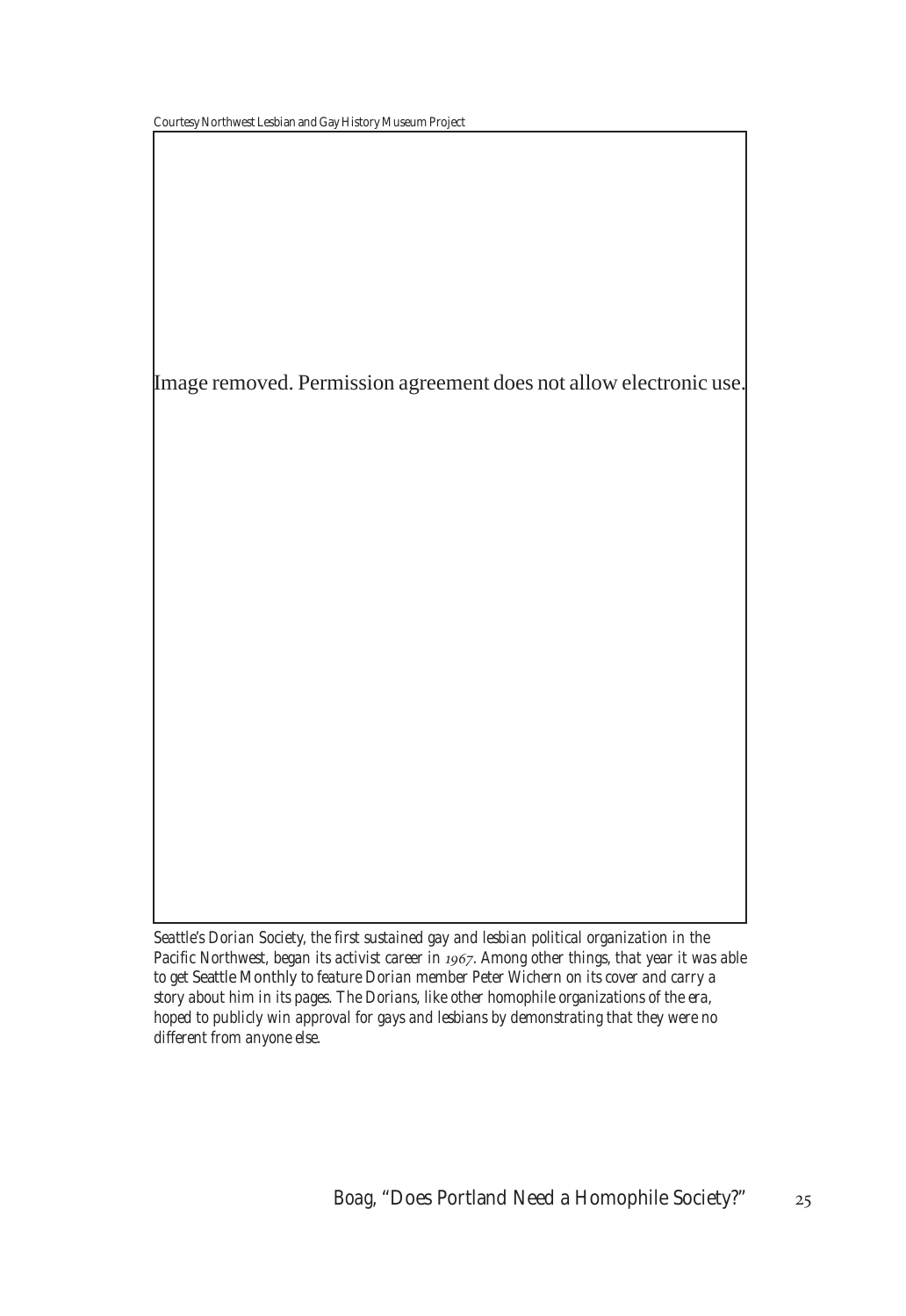Courtesy Northwest Lesbian and Gay History Museum Project

Image removed. Permission agreement does not allow electronic use.

*Seattle's Dorian Society, the first sustained gay and lesbian political organization in the Pacific Northwest, began its activist career in 1967. Among other things, that year it was able to get* Seattle Monthly *to feature Dorian member Peter Wichern on its cover and carry a story about him in its pages. The Dorians, like other homophile organizations of the era, hoped to publicly win approval for gays and lesbians by demonstrating that they were no different from anyone else.*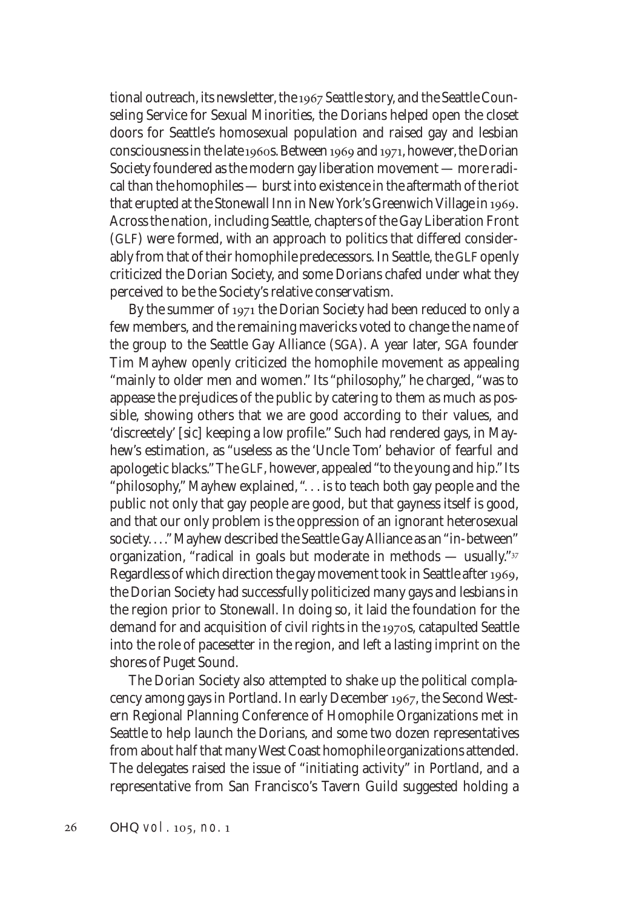tional outreach, its newsletter, the 1967 *Seattle* story, and the Seattle Counseling Service for Sexual Minorities, the Dorians helped open the closet doors for Seattle's homosexual population and raised gay and lesbian consciousness in the late 1960s. Between 1969 and 1971, however, the Dorian Society foundered as the modern gay liberation movement — more radical than the homophiles — burst into existence in the aftermath of the riot that erupted at the Stonewall Inn in New York's Greenwich Village in 1969. Across the nation, including Seattle, chapters of the Gay Liberation Front (GLF) were formed, with an approach to politics that differed considerably from that of their homophile predecessors. In Seattle, the GLF openly criticized the Dorian Society, and some Dorians chafed under what they perceived to be the Society's relative conservatism.

By the summer of 1971 the Dorian Society had been reduced to only a few members, and the remaining mavericks voted to change the name of the group to the Seattle Gay Alliance (SGA). A year later, SGA founder Tim Mayhew openly criticized the homophile movement as appealing "mainly to older men and women." Its "philosophy," he charged, "was to appease the prejudices of the public by catering to them as much as possible, showing others that we are good according to *their* values, and 'discreetely' [*sic*] keeping a low profile." Such had rendered gays, in Mayhew's estimation, as "useless as the 'Uncle Tom' behavior of fearful and apologetic blacks." The GLF, however, appealed "to the young and hip." Its "philosophy," Mayhew explained, ". . . is to teach both gay people and the public not only that gay people are good, but that gayness itself is good, and that our only problem is the oppression of an ignorant heterosexual society. . . ." Mayhew described the Seattle Gay Alliance as an "in-between" organization, "radical in goals but moderate in methods — usually."[37] Regardless of which direction the gay movement took in Seattle after 1969, the Dorian Society had successfully politicized many gays and lesbians in the region prior to Stonewall. In doing so, it laid the foundation for the demand for and acquisition of civil rights in the 1970s, catapulted Seattle into the role of pacesetter in the region, and left a lasting imprint on the shores of Puget Sound.

The Dorian Society also attempted to shake up the political complacency among gays in Portland. In early December 1967, the Second Western Regional Planning Conference of Homophile Organizations met in Seattle to help launch the Dorians, and some two dozen representatives from about half that many West Coast homophile organizations attended. The delegates raised the issue of "initiating activity" in Portland, and a representative from San Francisco's Tavern Guild suggested holding a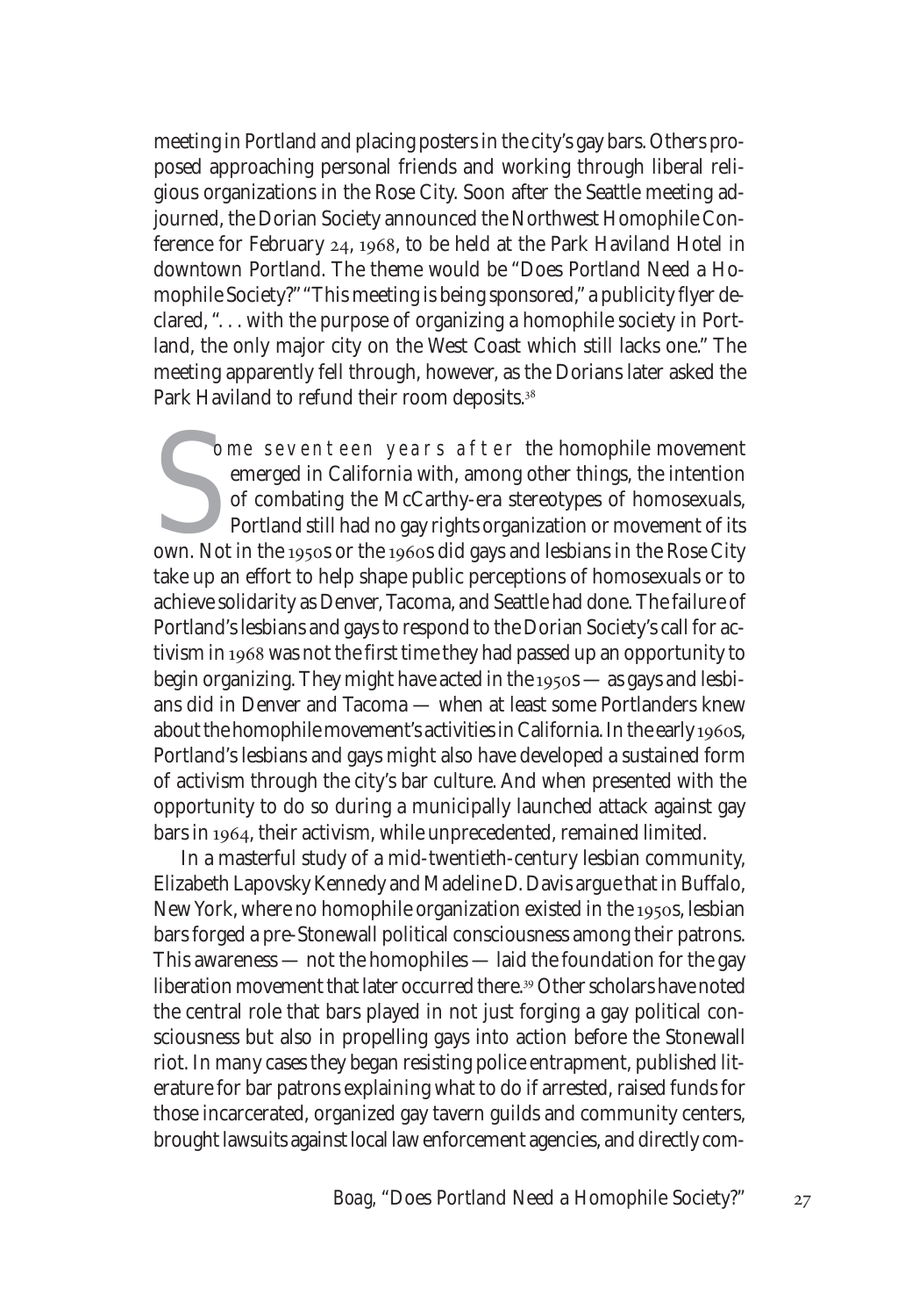meeting in Portland and placing posters in the city's gay bars. Others proposed approaching personal friends and working through liberal religious organizations in the Rose City. Soon after the Seattle meeting adjourned, the Dorian Society announced the Northwest Homophile Conference for February 24, 1968, to be held at the Park Haviland Hotel in downtown Portland. The theme would be "Does Portland Need a Homophile Society?" "This meeting is being sponsored," a publicity flyer declared, ". . . with the purpose of organizing a homophile society in Portland, the only major city on the West Coast which still lacks one." The meeting apparently fell through, however, as the Dorians later asked the Park Haviland to refund their room deposits.[38]

Some seventeen years after the homophile movement emerged in California with, among other things, the intention of combating the McCarthy-era stereotypes of homosexuals, Portland still had no gay rights organization or movement of its own. Not in the 1950s or the 1960s did gays and lesbians in the Rose City take up an effort to help shape public perceptions of homosexuals or to achieve solidarity as Denver, Tacoma, and Seattle had done. The failure of Portland's lesbians and gays to respond to the Dorian Society's call for activism in 1968 was not the first time they had passed up an opportunity to begin organizing. They might have acted in the 1950s — as gays and lesbians did in Denver and Tacoma — when at least some Portlanders knew about the homophile movement's activities in California. In the early 1960s, Portland's lesbians and gays might also have developed a sustained form of activism through the city's bar culture. And when presented with the opportunity to do so during a municipally launched attack against gay bars in 1964, their activism, while unprecedented, remained limited.

In a masterful study of a mid-twentieth-century lesbian community, Elizabeth Lapovsky Kennedy and Madeline D. Davis argue that in Buffalo, New York, where no homophile organization existed in the 1950s, lesbian bars forged a pre-Stonewall political consciousness among their patrons. This awareness — not the homophiles — laid the foundation for the gay liberation movement that later occurred there.[39] Other scholars have noted the central role that bars played in not just forging a gay political consciousness but also in propelling gays into action before the Stonewall riot. In many cases they began resisting police entrapment, published literature for bar patrons explaining what to do if arrested, raised funds for those incarcerated, organized gay tavern guilds and community centers, brought lawsuits against local law enforcement agencies, and directly com-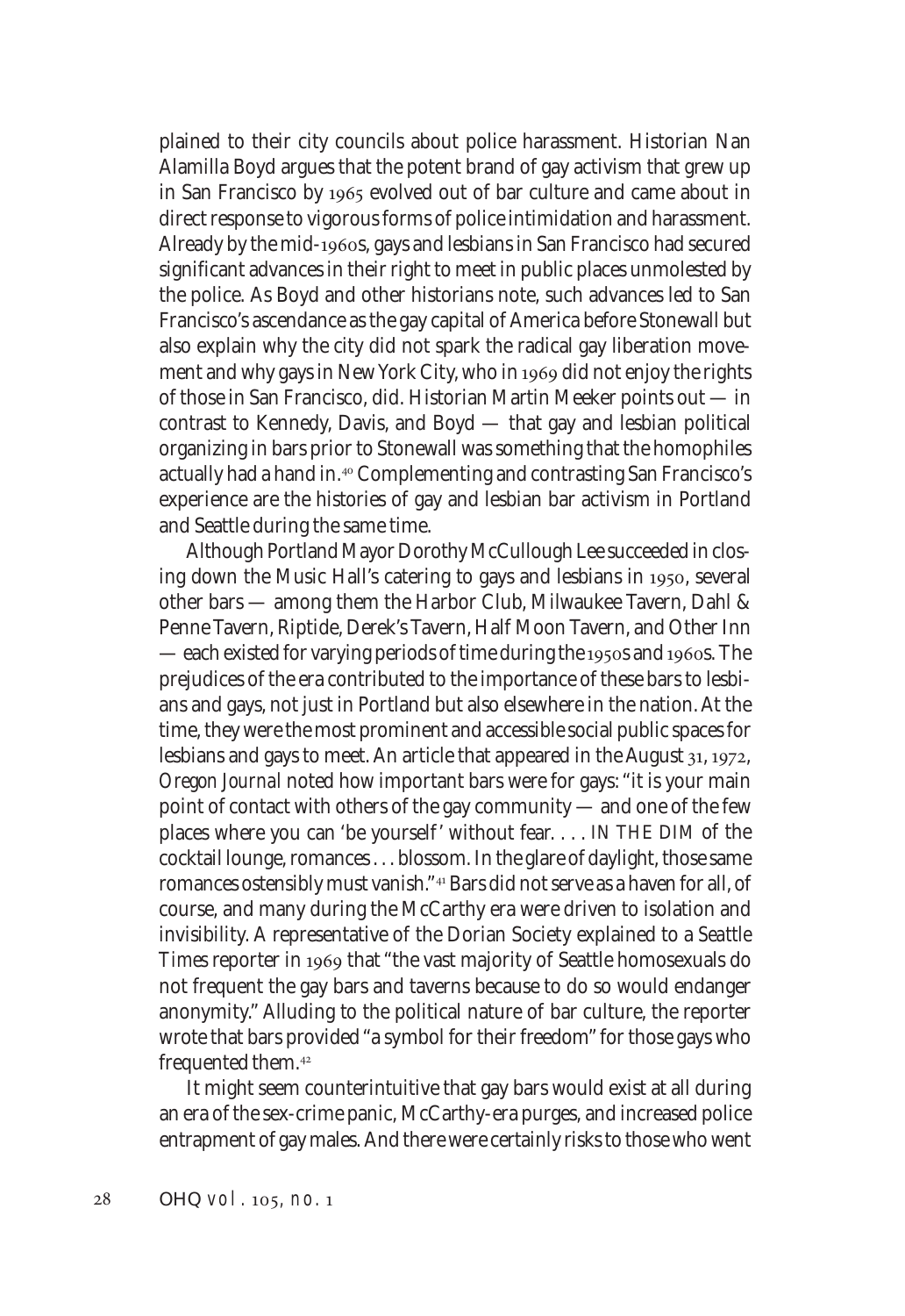plained to their city councils about police harassment. Historian Nan Alamilla Boyd argues that the potent brand of gay activism that grew up in San Francisco by 1965 evolved out of bar culture and came about in direct response to vigorous forms of police intimidation and harassment. Already by the mid-1960s, gays and lesbians in San Francisco had secured significant advances in their right to meet in public places unmolested by the police. As Boyd and other historians note, such advances led to San Francisco's ascendance as the gay capital of America before Stonewall but also explain why the city did not spark the radical gay liberation movement and why gays in New York City, who in 1969 did not enjoy the rights of those in San Francisco, did. Historian Martin Meeker points out — in contrast to Kennedy, Davis, and Boyd — that gay and lesbian political organizing in bars prior to Stonewall was something that the homophiles actually had a hand in.[40] Complementing and contrasting San Francisco's experience are the histories of gay and lesbian bar activism in Portland and Seattle during the same time.

Although Portland Mayor Dorothy McCullough Lee succeeded in closing down the Music Hall's catering to gays and lesbians in 1950, several other bars — among them the Harbor Club, Milwaukee Tavern, Dahl & Penne Tavern, Riptide, Derek's Tavern, Half Moon Tavern, and Other Inn — each existed for varying periods of time during the 1950s and 1960s. The prejudices of the era contributed to the importance of these bars to lesbians and gays, not just in Portland but also elsewhere in the nation. At the time, they were the most prominent and accessible social public spaces for lesbians and gays to meet. An article that appeared in the August 31, 1972, *Oregon Journal* noted how important bars were for gays: "it is your main point of contact with others of the gay community — and one of the few places where you can 'be yourself' without fear. . . . IN THE DIM of the cocktail lounge, romances . . . blossom. In the glare of daylight, those same romances ostensibly must vanish."[41] Bars did not serve as a haven for all, of course, and many during the McCarthy era were driven to isolation and invisibility. A representative of the Dorian Society explained to a *Seattle Times* reporter in 1969 that "the vast majority of Seattle homosexuals do not frequent the gay bars and taverns because to do so would endanger anonymity." Alluding to the political nature of bar culture, the reporter wrote that bars provided "a symbol for their freedom" for those gays who frequented them.[42]

It might seem counterintuitive that gay bars would exist at all during an era of the sex-crime panic, McCarthy-era purges, and increased police entrapment of gay males. And there were certainly risks to those who went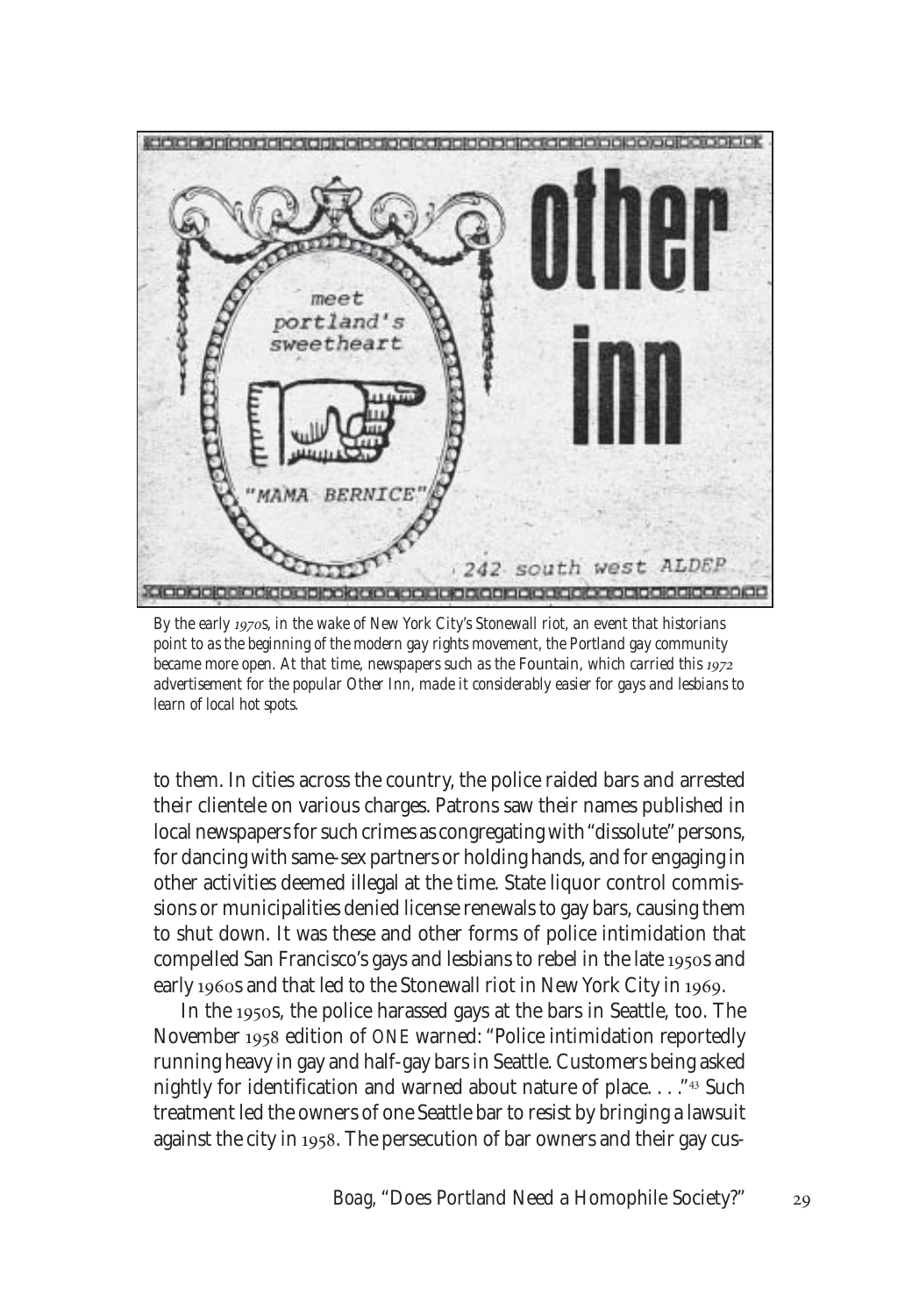By the early 1970s, in the wake of New York City's Stonewall riot, an event that historians point to as the beginning of the modern gay rights movement, the Portland gay community became more open. At that time, newspapers such as the *Fountain*, which carried this 1972 advertisement for the popular Other Inn, made it considerably easier for gays and lesbians to learn of local hot spots.

to them. In cities across the country, the police raided bars and arrested their clientele on various charges. Patrons saw their names published in local newspapers for such crimes as congregating with "dissolute" persons, for dancing with same-sex partners or holding hands, and for engaging in other activities deemed illegal at the time. State liquor control commissions or municipalities denied license renewals to gay bars, causing them to shut down. It was these and other forms of police intimidation that compelled San Francisco's gays and lesbians to rebel in the late 1950s and early 1960s and that led to the Stonewall riot in New York City in 1969.

In the 1950s, the police harassed gays at the bars in Seattle, too. The November 1958 edition of ONE warned: "Police intimidation reportedly running heavy in gay and half-gay bars in Seattle. Customers being asked nightly for identification and warned about nature of place. . . ."[43] Such treatment led the owners of one Seattle bar to resist by bringing a lawsuit against the city in 1958. The persecution of bar owners and their gay cus-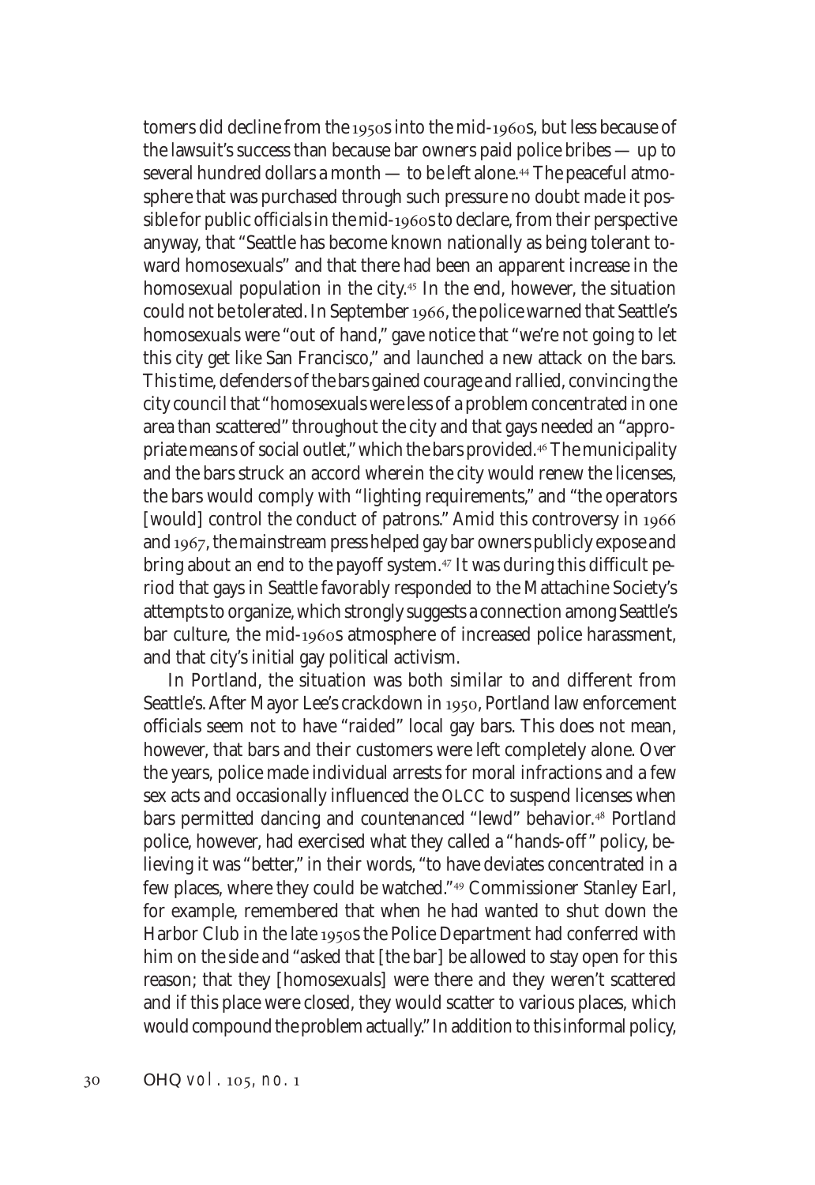tomers did decline from the 1950s into the mid-1960s, but less because of the lawsuit's success than because bar owners paid police bribes — up to several hundred dollars a month — to be left alone.[44] The peaceful atmosphere that was purchased through such pressure no doubt made it possible for public officials in the mid-1960s to declare, from their perspective anyway, that "Seattle has become known nationally as being tolerant toward homosexuals" and that there had been an apparent increase in the homosexual population in the city.[45] In the end, however, the situation could not be tolerated. In September 1966, the police warned that Seattle's homosexuals were "out of hand," gave notice that "we're not going to let this city get like San Francisco," and launched a new attack on the bars. This time, defenders of the bars gained courage and rallied, convincing the city council that "homosexuals were less of a problem concentrated in one area than scattered" throughout the city and that gays needed an "appropriate means of social outlet," which the bars provided.[46] The municipality and the bars struck an accord wherein the city would renew the licenses, the bars would comply with "lighting requirements," and "the operators [would] control the conduct of patrons." Amid this controversy in 1966 and 1967, the mainstream press helped gay bar owners publicly expose and bring about an end to the payoff system.[47] It was during this difficult period that gays in Seattle favorably responded to the Mattachine Society's attempts to organize, which strongly suggests a connection among Seattle's bar culture, the mid-1960s atmosphere of increased police harassment, and that city's initial gay political activism.

In Portland, the situation was both similar to and different from Seattle's. After Mayor Lee's crackdown in 1950, Portland law enforcement officials seem not to have "raided" local gay bars. This does not mean, however, that bars and their customers were left completely alone. Over the years, police made individual arrests for moral infractions and a few sex acts and occasionally influenced the OLCC to suspend licenses when bars permitted dancing and countenanced "lewd" behavior.[48] Portland police, however, had exercised what they called a "hands-off" policy, believing it was "better," in their words, "to have deviates concentrated in a few places, where they could be watched."[49] Commissioner Stanley Earl, for example, remembered that when he had wanted to shut down the Harbor Club in the late 1950s the Police Department had conferred with him on the side and "asked that [the bar] be allowed to stay open for this reason; that they [homosexuals] were there and they weren't scattered and if this place were closed, they would scatter to various places, which would compound the problem actually." In addition to this informal policy,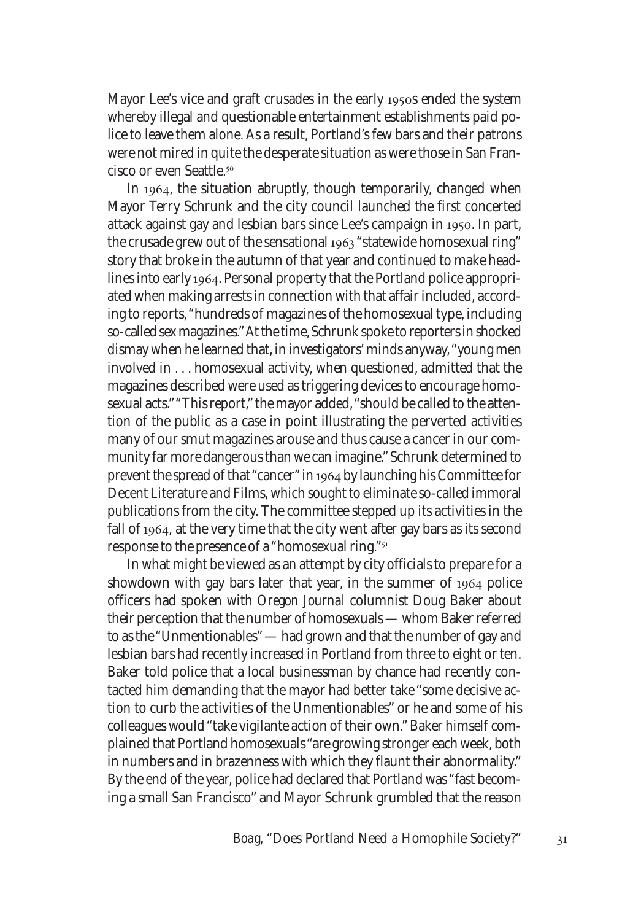Mayor Lee's vice and graft crusades in the early 1950s ended the system whereby illegal and questionable entertainment establishments paid police to leave them alone. As a result, Portland's few bars and their patrons were not mired in quite the desperate situation as were those in San Francisco or even Seattle.[50]

In 1964, the situation abruptly, though temporarily, changed when Mayor Terry Schrunk and the city council launched the first concerted attack against gay and lesbian bars since Lee's campaign in 1950. In part, the crusade grew out of the sensational 1963 "statewide homosexual ring" story that broke in the autumn of that year and continued to make headlines into early 1964. Personal property that the Portland police appropriated when making arrests in connection with that affair included, according to reports, "hundreds of magazines of the homosexual type, including so-called sex magazines." At the time, Schrunk spoke to reporters in shocked dismay when he learned that, in investigators' minds anyway, "young men involved in . . . homosexual activity, when questioned, admitted that the magazines described were used as triggering devices to encourage homosexual acts." "This report," the mayor added, "should be called to the attention of the public as a case in point illustrating the perverted activities many of our smut magazines arouse and thus cause a cancer in our community far more dangerous than we can imagine." Schrunk determined to prevent the spread of that "cancer" in 1964 by launching his Committee for Decent Literature and Films, which sought to eliminate so-called immoral publications from the city. The committee stepped up its activities in the fall of 1964, at the very time that the city went after gay bars as its second response to the presence of a "homosexual ring."[51]

In what might be viewed as an attempt by city officials to prepare for a showdown with gay bars later that year, in the summer of 1964 police officers had spoken with *Oregon Journal* columnist Doug Baker about their perception that the number of homosexuals — whom Baker referred to as the "Unmentionables" — had grown and that the number of gay and lesbian bars had recently increased in Portland from three to eight or ten. Baker told police that a local businessman by chance had recently contacted him demanding that the mayor had better take "some decisive action to curb the activities of the Unmentionables" or he and some of his colleagues would "take vigilante action of their own." Baker himself complained that Portland homosexuals "are growing stronger each week, both in numbers and in brazenness with which they flaunt their abnormality." By the end of the year, police had declared that Portland was "fast becoming a small San Francisco" and Mayor Schrunk grumbled that the reason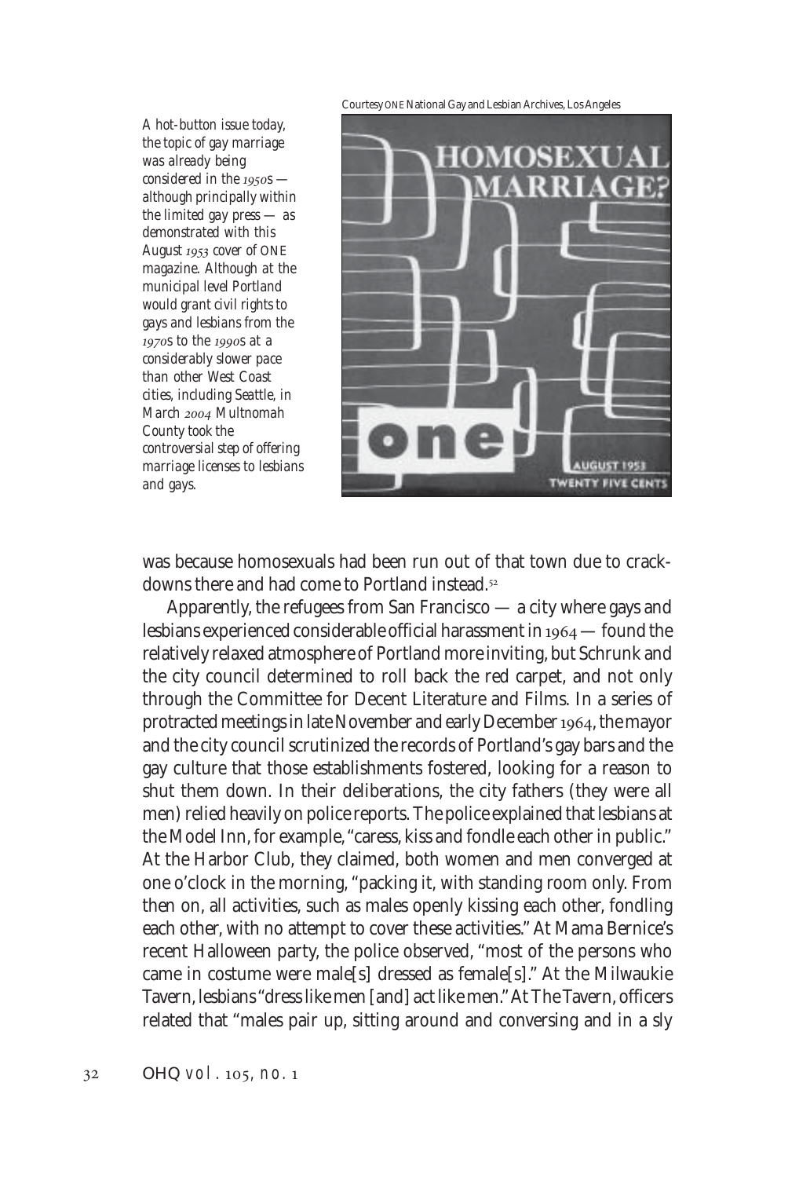Courtesy ONE National Gay and Lesbian Archives, Los Angeles

*A hot-button issue today, the topic of gay marriage was already being considered in the 1950s — although principally within the limited gay press — as demonstrated with this August 1953 cover of ONE magazine. Although at the municipal level Portland would grant civil rights to gays and lesbians from the 1970s to the 1990s at a considerably slower pace than other West Coast cities, including Seattle, in March 2004 Multnomah County took the controversial step of offering marriage licenses to lesbians and gays.*

was because homosexuals had been run out of that town due to crackdowns there and had come to Portland instead.[52]

Apparently, the refugees from San Francisco — a city where gays and lesbians experienced considerable official harassment in 1964 — found the relatively relaxed atmosphere of Portland more inviting, but Schrunk and the city council determined to roll back the red carpet, and not only through the Committee for Decent Literature and Films. In a series of protracted meetings in late November and early December 1964, the mayor and the city council scrutinized the records of Portland's gay bars and the gay culture that those establishments fostered, looking for a reason to shut them down. In their deliberations, the city fathers (they were all men) relied heavily on police reports. The police explained that lesbians at the Model Inn, for example, "caress, kiss and fondle each other in public." At the Harbor Club, they claimed, both women and men converged at one o'clock in the morning, "packing it, with standing room only. From then on, all activities, such as males openly kissing each other, fondling each other, with no attempt to cover these activities." At Mama Bernice's recent Halloween party, the police observed, "most of the persons who came in costume were male[s] dressed as female[s]." At the Milwaukie Tavern, lesbians "dress like men [and] act like men." At The Tavern, officers related that "males pair up, sitting around and conversing and in a sly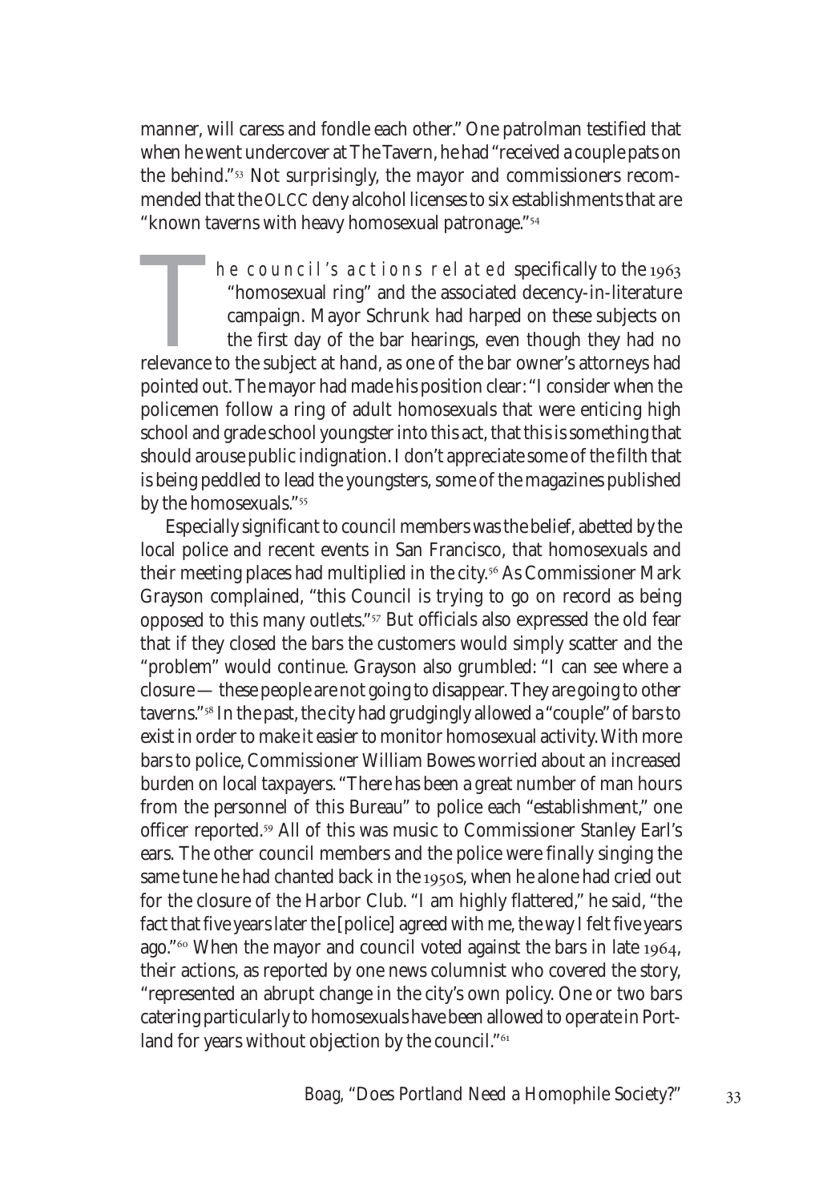manner, will caress and fondle each other." One patrolman testified that when he went undercover at The Tavern, he had "received a couple pats on the behind."[53] Not surprisingly, the mayor and commissioners recommended that the OLCC deny alcohol licenses to six establishments that are "known taverns with heavy homosexual patronage."[54]

The council's actions related specifically to the 1963 "homosexual ring" and the associated decency-in-literature campaign. Mayor Schrunk had harped on these subjects on the first day of the bar hearings, even though they had no relevance to the subject at hand, as one of the bar owner's attorneys had pointed out. The mayor had made his position clear: "I consider when the policemen follow a ring of adult homosexuals that were enticing high school and grade school youngster into this act, that this is something that should arouse public indignation. I don't appreciate some of the filth that is being peddled to lead the youngsters, some of the magazines published by the homosexuals."[55]

Especially significant to council members was the belief, abetted by the local police and recent events in San Francisco, that homosexuals and their meeting places had multiplied in the city.[56] As Commissioner Mark Grayson complained, "this Council is trying to go on record as being opposed to this many outlets."[57] But officials also expressed the old fear that if they closed the bars the customers would simply scatter and the "problem" would continue. Grayson also grumbled: "I can see where a closure — these people are not going to disappear. They are going to other taverns."[58] In the past, the city had grudgingly allowed a "couple" of bars to exist in order to make it easier to monitor homosexual activity. With more bars to police, Commissioner William Bowes worried about an increased burden on local taxpayers. "There has been a great number of man hours from the personnel of this Bureau" to police each "establishment," one officer reported.[59] All of this was music to Commissioner Stanley Earl's ears. The other council members and the police were finally singing the same tune he had chanted back in the 1950s, when he alone had cried out for the closure of the Harbor Club. "I am highly flattered," he said, "the fact that five years later the [police] agreed with me, the way I felt five years ago."[60] When the mayor and council voted against the bars in late 1964, their actions, as reported by one news columnist who covered the story, "represented an abrupt change in the city's own policy. One or two bars catering particularly to homosexuals have been allowed to operate in Portland for years without objection by the council."[61]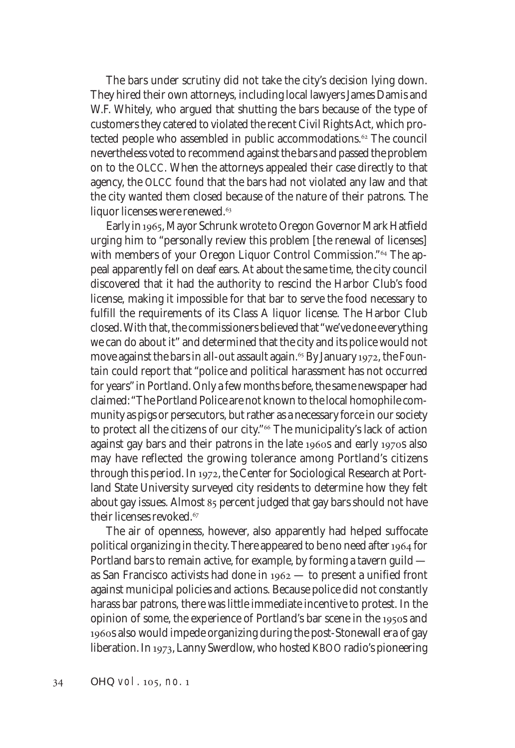The bars under scrutiny did not take the city's decision lying down. They hired their own attorneys, including local lawyers James Damis and W.F. Whitely, who argued that shutting the bars because of the type of customers they catered to violated the recent Civil Rights Act, which protected people who assembled in public accommodations.[62] The council nevertheless voted to recommend against the bars and passed the problem on to the OLCC. When the attorneys appealed their case directly to that agency, the OLCC found that the bars had not violated any law and that the city wanted them closed because of the nature of their patrons. The liquor licenses were renewed.[63]

Early in 1965, Mayor Schrunk wrote to Oregon Governor Mark Hatfield urging him to "personally review this problem [the renewal of licenses] with members of your Oregon Liquor Control Commission."[64] The appeal apparently fell on deaf ears. At about the same time, the city council discovered that it had the authority to rescind the Harbor Club's food license, making it impossible for that bar to serve the food necessary to fulfill the requirements of its Class A liquor license. The Harbor Club closed. With that, the commissioners believed that "we've done everything we can do about it" and determined that the city and its police would not move against the bars in all-out assault again.[65] By January 1972, the *Fountain* could report that "police and political harassment has not occurred for years" in Portland. Only a few months before, the same newspaper had claimed: "The Portland Police are not known to the local homophile community as pigs or persecutors, but rather as a necessary force in our society to protect all the citizens of our city."[66] The municipality's lack of action against gay bars and their patrons in the late 1960s and early 1970s also may have reflected the growing tolerance among Portland's citizens through this period. In 1972, the Center for Sociological Research at Portland State University surveyed city residents to determine how they felt about gay issues. Almost 85 percent judged that gay bars should not have their licenses revoked.[67]

The air of openness, however, also apparently had helped suffocate political organizing in the city. There appeared to be no need after 1964 for Portland bars to remain active, for example, by forming a tavern guild — as San Francisco activists had done in 1962 — to present a unified front against municipal policies and actions. Because police did not constantly harass bar patrons, there was little immediate incentive to protest. In the opinion of some, the experience of Portland's bar scene in the 1950s and 1960s also would impede organizing during the post-Stonewall era of gay liberation. In 1973, Lanny Swerdlow, who hosted KBOO radio's pioneering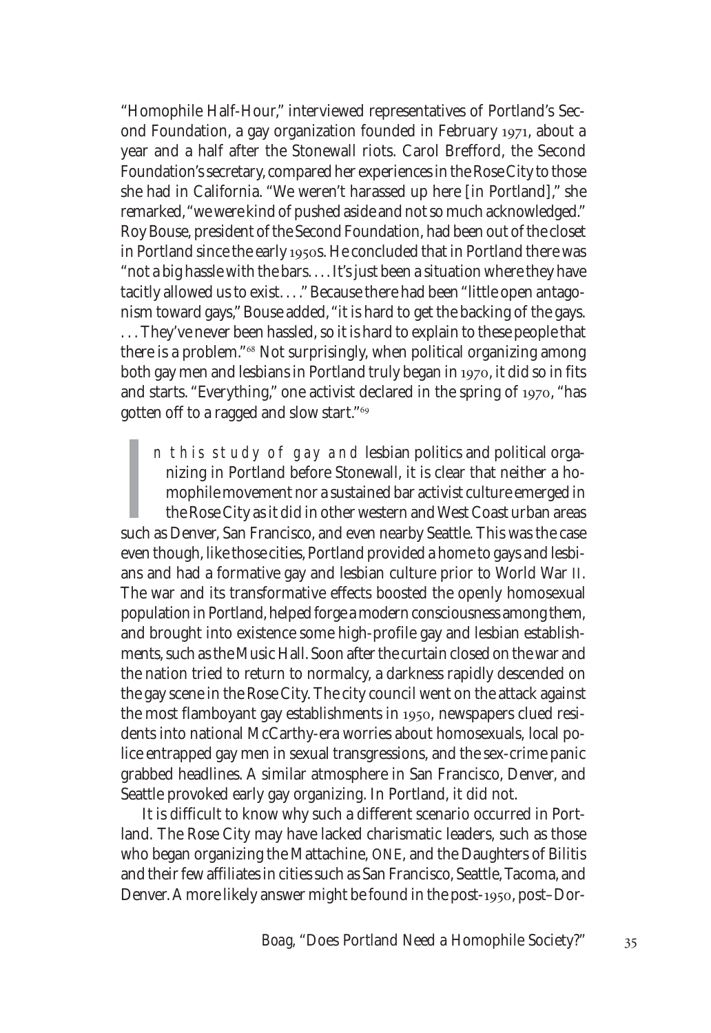"Homophile Half-Hour," interviewed representatives of Portland's Second Foundation, a gay organization founded in February 1971, about a year and a half after the Stonewall riots. Carol Brefford, the Second Foundation's secretary, compared her experiences in the Rose City to those she had in California. "We weren't harassed up here [in Portland]," she remarked, "we were kind of pushed aside and not so much acknowledged." Roy Bouse, president of the Second Foundation, had been out of the closet in Portland since the early 1950s. He concluded that in Portland there was "not a big hassle with the bars. . . . It's just been a situation where they have tacitly allowed us to exist. . . ." Because there had been "little open antagonism toward gays," Bouse added, "it is hard to get the backing of the gays. . . . They've never been hassled, so it is hard to explain to these people that there is a problem."[68] Not surprisingly, when political organizing among both gay men and lesbians in Portland truly began in 1970, it did so in fits and starts. "Everything," one activist declared in the spring of 1970, "has gotten off to a ragged and slow start."[69]

In this study of gay and lesbian politics and political organizing in Portland before Stonewall, it is clear that neither a homophile movement nor a sustained bar activist culture emerged in the Rose City as it did in other western and West Coast urban areas such as Denver, San Francisco, and even nearby Seattle. This was the case even though, like those cities, Portland provided a home to gays and lesbians and had a formative gay and lesbian culture prior to World War II. The war and its transformative effects boosted the openly homosexual population in Portland, helped forge a modern consciousness among them, and brought into existence some high-profile gay and lesbian establishments, such as the Music Hall. Soon after the curtain closed on the war and the nation tried to return to normalcy, a darkness rapidly descended on the gay scene in the Rose City. The city council went on the attack against the most flamboyant gay establishments in 1950, newspapers clued residents into national McCarthy-era worries about homosexuals, local police entrapped gay men in sexual transgressions, and the sex-crime panic grabbed headlines. A similar atmosphere in San Francisco, Denver, and Seattle provoked early gay organizing. In Portland, it did not.

It is difficult to know why such a different scenario occurred in Portland. The Rose City may have lacked charismatic leaders, such as those who began organizing the Mattachine, ONE, and the Daughters of Bilitis and their few affiliates in cities such as San Francisco, Seattle, Tacoma, and Denver. A more likely answer might be found in the post-1950, post–Dor-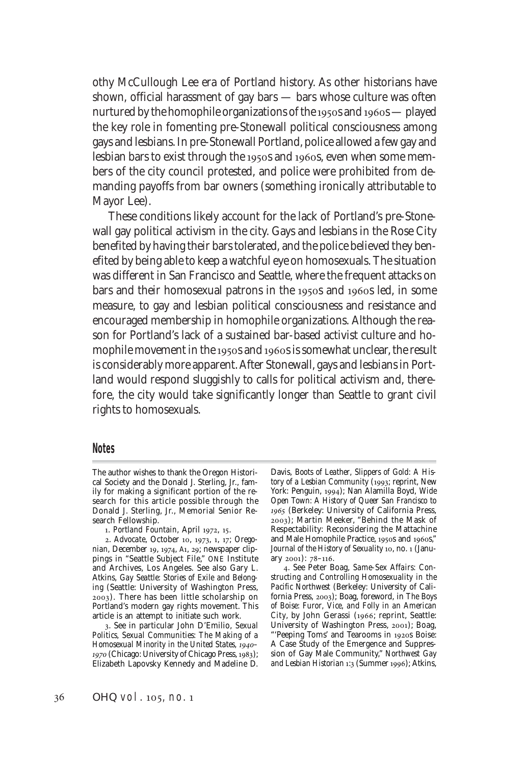othy McCullough Lee era of Portland history. As other historians have shown, official harassment of gay bars — bars whose culture was often nurtured by the homophile organizations of the 1950s and 1960s — played the key role in fomenting pre-Stonewall political consciousness among gays and lesbians. In pre-Stonewall Portland, police allowed a few gay and lesbian bars to exist through the 1950s and 1960s, even when some members of the city council protested, and police were prohibited from demanding payoffs from bar owners (something ironically attributable to Mayor Lee).

These conditions likely account for the lack of Portland's pre-Stonewall gay political activism in the city. Gays and lesbians in the Rose City benefited by having their bars tolerated, and the police believed they benefited by being able to keep a watchful eye on homosexuals. The situation was different in San Francisco and Seattle, where the frequent attacks on bars and their homosexual patrons in the 1950s and 1960s led, in some measure, to gay and lesbian political consciousness and resistance and encouraged membership in homophile organizations. Although the reason for Portland's lack of a sustained bar-based activist culture and homophile movement in the 1950s and 1960s is somewhat unclear, the result is considerably more apparent. After Stonewall, gays and lesbians in Portland would respond sluggishly to calls for political activism and, therefore, the city would take significantly longer than Seattle to grant civil rights to homosexuals.

## Notes

The author wishes to thank the Oregon Historical Society and the Donald J. Sterling, Jr., family for making a significant portion of the research for this article possible through the Donald J. Sterling, Jr., Memorial Senior Research Fellowship.

1. *Portland Fountain*, April 1972, 15.

2. *Advocate*, October 10, 1973, 1, 17; *Oregonian*, December 19, 1974, A1, 29; newspaper clippings in "Seattle Subject File," ONE Institute and Archives, Los Angeles. See also Gary L. Atkins, *Gay Seattle: Stories of Exile and Belonging* (Seattle: University of Washington Press, 2003). There has been little scholarship on Portland's modern gay rights movement. This article is an attempt to initiate such work.

3. See in particular John D'Emilio, *Sexual Politics, Sexual Communities: The Making of a Homosexual Minority in the United States, 1940–1970* (Chicago: University of Chicago Press, 1983); Elizabeth Lapovsky Kennedy and Madeline D. Davis, *Boots of Leather, Slippers of Gold: A History of a Lesbian Community* (1993; reprint, New York: Penguin, 1994); Nan Alamilla Boyd, *Wide Open Town: A History of Queer San Francisco to 1965* (Berkeley: University of California Press, 2003); Martin Meeker, "Behind the Mask of Respectability: Reconsidering the Mattachine and Male Homophile Practice, 1950s and 1960s," *Journal of the History of Sexuality* 10, no. 1 (January 2001): 78–116.

4. See Peter Boag, *Same-Sex Affairs: Constructing and Controlling Homosexuality in the Pacific Northwest* (Berkeley: University of California Press, 2003); Boag, foreword, in *The Boys of Boise: Furor, Vice, and Folly in an American City*, by John Gerassi (1966; reprint, Seattle: University of Washington Press, 2001); Boag, "'Peeping Toms' and Tearooms in 1920s Boise: A Case Study of the Emergence and Suppression of Gay Male Community," *Northwest Gay and Lesbian Historian* 1:3 (Summer 1996); Atkins,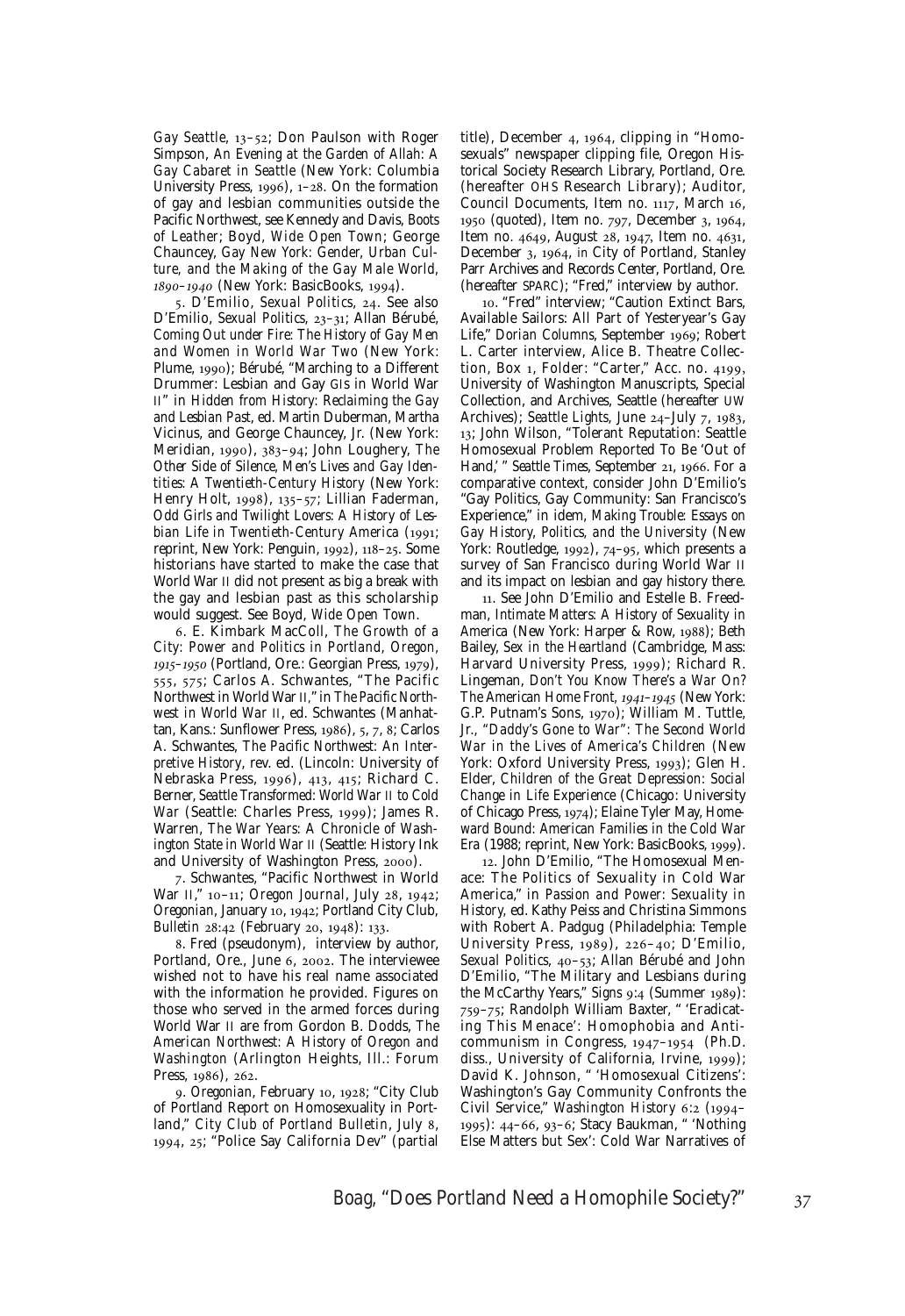*Gay Seattle*, 13–52; Don Paulson with Roger Simpson, *An Evening at the Garden of Allah: A Gay Cabaret in Seattle* (New York: Columbia University Press, 1996), 1–28. On the formation of gay and lesbian communities outside the Pacific Northwest, see Kennedy and Davis, *Boots of Leather*; Boyd, *Wide Open Town*; George Chauncey, *Gay New York: Gender, Urban Culture, and the Making of the Gay Male World, 1890–1940* (New York: BasicBooks, 1994).

5. D'Emilio, *Sexual Politics*, 24. See also D'Emilio, *Sexual Politics*, 23–31; Allan Bérubé, *Coming Out under Fire: The History of Gay Men and Women in World War Two* (New York: Plume, 1990); Bérubé, "Marching to a Different Drummer: Lesbian and Gay GIs in World War II" in *Hidden from History: Reclaiming the Gay and Lesbian Past*, ed. Martin Duberman, Martha Vicinus, and George Chauncey, Jr. (New York: Meridian, 1990), 383–94; John Loughery, *The Other Side of Silence, Men's Lives and Gay Identities: A Twentieth-Century History* (New York: Henry Holt, 1998), 135–57; Lillian Faderman, *Odd Girls and Twilight Lovers: A History of Lesbian Life in Twentieth-Century America* (1991; reprint, New York: Penguin, 1992), 118–25. Some historians have started to make the case that World War II did not present as big a break with the gay and lesbian past as this scholarship would suggest. See Boyd, *Wide Open Town*.

6. E. Kimbark MacColl, *The Growth of a City: Power and Politics in Portland, Oregon, 1915–1950* (Portland, Ore.: Georgian Press, 1979), 555, 575; Carlos A. Schwantes, "The Pacific Northwest in World War II," in *The Pacific Northwest in World War II*, ed. Schwantes (Manhattan, Kans.: Sunflower Press, 1986), 5, 7, 8; Carlos A. Schwantes, *The Pacific Northwest: An Interpretive History*, rev. ed. (Lincoln: University of Nebraska Press, 1996), 413, 415; Richard C. Berner, *Seattle Transformed: World War II to Cold War* (Seattle: Charles Press, 1999); James R. Warren, *The War Years: A Chronicle of Washington State in World War II* (Seattle: History Ink and University of Washington Press, 2000).

7. Schwantes, "Pacific Northwest in World War II," 10–11; *Oregon Journal*, July 28, 1942; *Oregonian*, January 10, 1942; Portland City Club, *Bulletin* 28:42 (February 20, 1948): 133.

8. Fred (pseudonym), interview by author, Portland, Ore., June 6, 2002. The interviewee wished not to have his real name associated with the information he provided. Figures on those who served in the armed forces during World War II are from Gordon B. Dodds, *The American Northwest: A History of Oregon and Washington* (Arlington Heights, Ill.: Forum Press, 1986), 262.

9. *Oregonian*, February 10, 1928; "City Club of Portland Report on Homosexuality in Portland," *City Club of Portland Bulletin*, July 8, 1994, 25; "Police Say California Dev" (partial title), December 4, 1964, clipping in "Homosexuals" newspaper clipping file, Oregon Historical Society Research Library, Portland, Ore. (hereafter OHS Research Library); Auditor, Council Documents, Item no. 1117, March 16, 1950 (quoted), Item no. 797, December 3, 1964, Item no. 4649, August 28, 1947, Item no. 4631, December 3, 1964, in City of Portland, Stanley Parr Archives and Records Center, Portland, Ore. (hereafter SPARC); "Fred," interview by author.

10. "Fred" interview; "Caution Extinct Bars, Available Sailors: All Part of Yesteryear's Gay Life," *Dorian Columns*, September 1969; Robert L. Carter interview, Alice B. Theatre Collection, Box 1, Folder: "Carter," Acc. no. 4199, University of Washington Manuscripts, Special Collection, and Archives, Seattle (hereafter UW Archives); *Seattle Lights*, June 24–July 7, 1983, 13; John Wilson, "Tolerant Reputation: Seattle Homosexual Problem Reported To Be 'Out of Hand,'" *Seattle Times*, September 21, 1966. For a comparative context, consider John D'Emilio's "Gay Politics, Gay Community: San Francisco's Experience," in idem, *Making Trouble: Essays on Gay History, Politics, and the University* (New York: Routledge, 1992), 74–95, which presents a survey of San Francisco during World War II and its impact on lesbian and gay history there.

11. See John D'Emilio and Estelle B. Freedman, *Intimate Matters: A History of Sexuality in America* (New York: Harper & Row, 1988); Beth Bailey, *Sex in the Heartland* (Cambridge, Mass: Harvard University Press, 1999); Richard R. Lingeman, *Don't You Know There's a War On? The American Home Front, 1941–1945* (New York: G.P. Putnam's Sons, 1970); William M. Tuttle, Jr., *"Daddy's Gone to War": The Second World War in the Lives of America's Children* (New York: Oxford University Press, 1993); Glen H. Elder, *Children of the Great Depression: Social Change in Life Experience* (Chicago: University of Chicago Press, 1974); Elaine Tyler May, *Homeward Bound: American Families in the Cold War Era* (1988; reprint, New York: BasicBooks, 1999).

12. John D'Emilio, "The Homosexual Menace: The Politics of Sexuality in Cold War America," in *Passion and Power: Sexuality in History*, ed. Kathy Peiss and Christina Simmons with Robert A. Padgug (Philadelphia: Temple University Press, 1989), 226–40; D'Emilio, *Sexual Politics*, 40–53; Allan Bérubé and John D'Emilio, "The Military and Lesbians during the McCarthy Years," *Signs* 9:4 (Summer 1989): 759–75; Randolph William Baxter, "'Eradicating This Menace': Homophobia and Anticommunism in Congress, 1947–1954 (Ph.D. diss., University of California, Irvine, 1999); David K. Johnson, "'Homosexual Citizens': Washington's Gay Community Confronts the Civil Service," *Washington History* 6:2 (1994–1995): 44–66, 93–6; Stacy Baukman, "'Nothing Else Matters but Sex': Cold War Narratives of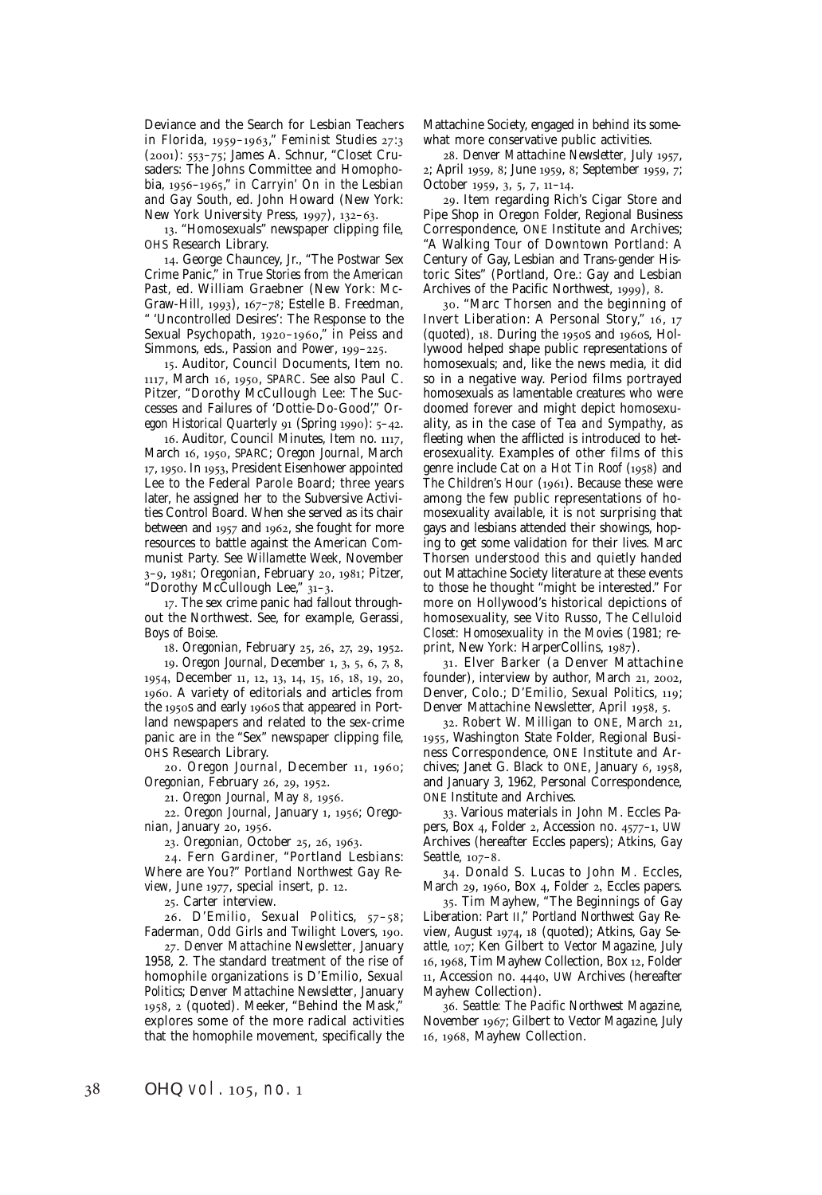Deviance and the Search for Lesbian Teachers in Florida, 1959–1963," *Feminist Studies* 27:3 (2001): 553–75; James A. Schnur, "Closet Crusaders: The Johns Committee and Homophobia, 1956–1965," in *Carryin' On in the Lesbian and Gay South*, ed. John Howard (New York: New York University Press, 1997), 132–63.

13. "Homosexuals" newspaper clipping file, OHS Research Library.

14. George Chauncey, Jr., "The Postwar Sex Crime Panic," in *True Stories from the American Past*, ed. William Graebner (New York: McGraw-Hill, 1993), 167–78; Estelle B. Freedman, " 'Uncontrolled Desires': The Response to the Sexual Psychopath, 1920–1960," in Peiss and Simmons, eds., *Passion and Power*, 199–225.

15. Auditor, Council Documents, Item no. 1117, March 16, 1950, SPARC. See also Paul C. Pitzer, "Dorothy McCullough Lee: The Successes and Failures of 'Dottie-Do-Good'," *Oregon Historical Quarterly* 91 (Spring 1990): 5–42.

16. Auditor, Council Minutes, Item no. 1117, March 16, 1950, SPARC; *Oregon Journal*, March 17, 1950. In 1953, President Eisenhower appointed Lee to the Federal Parole Board; three years later, he assigned her to the Subversive Activities Control Board. When she served as its chair between and 1957 and 1962, she fought for more resources to battle against the American Communist Party. See *Willamette Week*, November 3–9, 1981; *Oregonian*, February 20, 1981; Pitzer, "Dorothy McCullough Lee," 31–3.

17. The sex crime panic had fallout throughout the Northwest. See, for example, Gerassi, *Boys of Boise*.

18. *Oregonian*, February 25, 26, 27, 29, 1952.

19. *Oregon Journal*, December 1, 3, 5, 6, 7, 8, 1954, December 11, 12, 13, 14, 15, 16, 18, 19, 20, 1960. A variety of editorials and articles from the 1950s and early 1960s that appeared in Portland newspapers and related to the sex-crime panic are in the "Sex" newspaper clipping file, OHS Research Library.

20. *Oregon Journal*, December 11, 1960; *Oregonian*, February 26, 29, 1952.

21. *Oregon Journal*, May 8, 1956.

22. *Oregon Journal*, January 1, 1956; *Oregonian*, January 20, 1956.

23. *Oregonian*, October 25, 26, 1963.

24. Fern Gardiner, "Portland Lesbians: Where are You?" *Portland Northwest Gay Review*, June 1977, special insert, p. 12.

25. Carter interview.

26. D'Emilio, *Sexual Politics*, 57–58; Faderman, *Odd Girls and Twilight Lovers*, 190.

27. *Denver Mattachine Newsletter*, January 1958, 2. The standard treatment of the rise of homophile organizations is D'Emilio, *Sexual Politics*; *Denver Mattachine Newsletter*, January 1958, 2 (quoted). Meeker, "Behind the Mask," explores some of the more radical activities that the homophile movement, specifically the Mattachine Society, engaged in behind its somewhat more conservative public activities.

28. *Denver Mattachine Newsletter*, July 1957, 2; April 1959, 8; June 1959, 8; September 1959, 7; October 1959, 3, 5, 7, 11–14.

29. Item regarding Rich's Cigar Store and Pipe Shop in Oregon Folder, Regional Business Correspondence, ONE Institute and Archives; "A Walking Tour of Downtown Portland: A Century of Gay, Lesbian and Trans-gender Historic Sites" (Portland, Ore.: Gay and Lesbian Archives of the Pacific Northwest, 1999), 8.

30. "Marc Thorsen and the beginning of Invert Liberation: A Personal Story," 16, 17 (quoted), 18. During the 1950s and 1960s, Hollywood helped shape public representations of homosexuals; and, like the news media, it did so in a negative way. Period films portrayed homosexuals as lamentable creatures who were doomed forever and might depict homosexuality, as in the case of *Tea and Sympathy*, as fleeting when the afflicted is introduced to heterosexuality. Examples of other films of this genre include *Cat on a Hot Tin Roof* (1958) and *The Children's Hour* (1961). Because these were among the few public representations of homosexuality available, it is not surprising that gays and lesbians attended their showings, hoping to get some validation for their lives. Marc Thorsen understood this and quietly handed out Mattachine Society literature at these events to those he thought "might be interested." For more on Hollywood's historical depictions of homosexuality, see Vito Russo, *The Celluloid Closet: Homosexuality in the Movies* (1981; reprint, New York: HarperCollins, 1987).

31. Elver Barker (a Denver Mattachine founder), interview by author, March 21, 2002, Denver, Colo.; D'Emilio, *Sexual Politics*, 119; Denver Mattachine Newsletter, April 1958, 5.

32. Robert W. Milligan to ONE, March 21, 1955, Washington State Folder, Regional Business Correspondence, ONE Institute and Archives; Janet G. Black to ONE, January 6, 1958, and January 3, 1962, Personal Correspondence, ONE Institute and Archives.

33. Various materials in John M. Eccles Papers, Box 4, Folder 2, Accession no. 4577–1, UW Archives (hereafter Eccles papers); Atkins, *Gay Seattle*, 107–8.

34. Donald S. Lucas to John M. Eccles, March 29, 1960, Box 4, Folder 2, Eccles papers.

35. Tim Mayhew, "The Beginnings of Gay Liberation: Part II," *Portland Northwest Gay Review*, August 1974, 18 (quoted); Atkins, *Gay Seattle*, 107; Ken Gilbert to *Vector Magazine*, July 16, 1968, Tim Mayhew Collection, Box 12, Folder 11, Accession no. 4440, UW Archives (hereafter Mayhew Collection).

36. *Seattle: The Pacific Northwest Magazine*, November 1967; Gilbert to *Vector Magazine*, July 16, 1968, Mayhew Collection.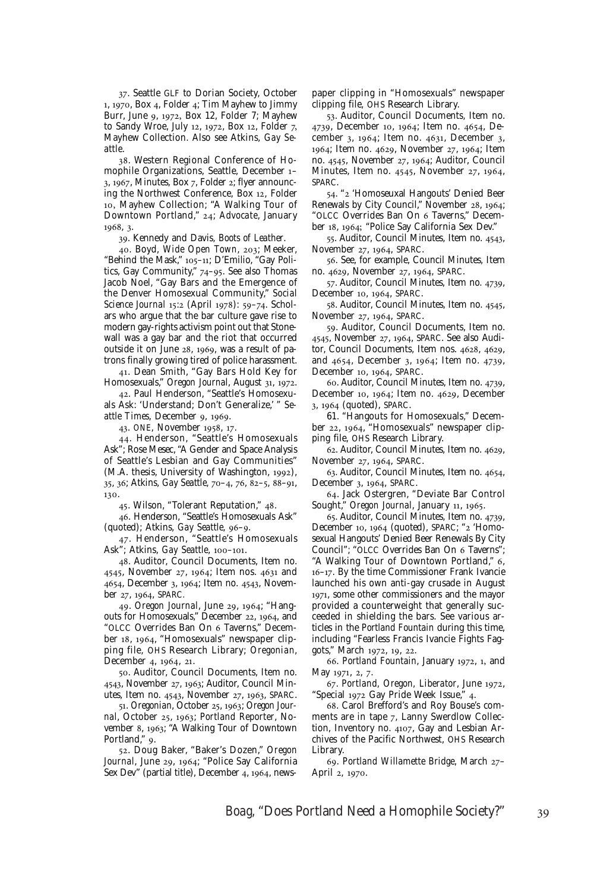37. Seattle GLF to Dorian Society, October 1, 1970, Box 4, Folder 4; Tim Mayhew to Jimmy Burr, June 9, 1972, Box 12, Folder 7; Mayhew to Sandy Wroe, July 12, 1972, Box 12, Folder 7, Mayhew Collection. Also see Atkins, *Gay Seattle*.

38. Western Regional Conference of Homophile Organizations, Seattle, December 1–3, 1967, Minutes, Box 7, Folder 2; flyer announcing the Northwest Conference, Box 12, Folder 10, Mayhew Collection; "A Walking Tour of Downtown Portland," 24; *Advocate*, January 1968, 3.

39. Kennedy and Davis, *Boots of Leather*.

40. Boyd, *Wide Open Town*, 203; Meeker, "Behind the Mask," 105–11; D'Emilio, "Gay Politics, Gay Community," 74–95. See also Thomas Jacob Noel, "Gay Bars and the Emergence of the Denver Homosexual Community," *Social Science Journal* 15:2 (April 1978): 59–74. Scholars who argue that the bar culture gave rise to modern gay-rights activism point out that Stonewall was a gay bar and the riot that occurred outside it on June 28, 1969, was a result of patrons finally growing tired of police harassment.

41. Dean Smith, "Gay Bars Hold Key for Homosexuals," *Oregon Journal*, August 31, 1972.

42. Paul Henderson, "Seattle's Homosexuals Ask: 'Understand; Don't Generalize,' " *Seattle Times*, December 9, 1969.

43. *ONE*, November 1958, 17.

44. Henderson, "Seattle's Homosexuals Ask"; Rose Mesec, "A Gender and Space Analysis of Seattle's Lesbian and Gay Communities" (M.A. thesis, University of Washington, 1992), 35, 36; Atkins, *Gay Seattle*, 70–4, 76, 82–5, 88–91, 130.

45. Wilson, "Tolerant Reputation," 48.

46. Henderson, "Seattle's Homosexuals Ask" (quoted); Atkins, *Gay Seattle*, 96–9.

47. Henderson, "Seattle's Homosexuals Ask"; Atkins, *Gay Seattle*, 100–101.

48. Auditor, Council Documents, Item no. 4545, November 27, 1964; Item nos. 4631 and 4654, December 3, 1964; Item no. 4543, November 27, 1964, SPARC.

49. *Oregon Journal*, June 29, 1964; "Hangouts for Homosexuals," December 22, 1964, and "OLCC Overrides Ban On 6 Taverns," December 18, 1964, "Homosexuals" newspaper clipping file, OHS Research Library; *Oregonian*, December 4, 1964, 21.

50. Auditor, Council Documents, Item no. 4543, November 27, 1963; Auditor, Council Minutes, Item no. 4543, November 27, 1963, SPARC.

51. *Oregonian*, October 25, 1963; *Oregon Journal*, October 25, 1963; *Portland Reporter*, November 8, 1963; "A Walking Tour of Downtown Portland," 9.

52. Doug Baker, "Baker's Dozen," *Oregon Journal*, June 29, 1964; "Police Say California Sex Dev" (partial title), December 4, 1964, newspaper clipping in "Homosexuals" newspaper clipping file, OHS Research Library.

53. Auditor, Council Documents, Item no. 4739, December 10, 1964; Item no. 4654, December 3, 1964; Item no. 4631, December 3, 1964; Item no. 4629, November 27, 1964; Item no. 4545, November 27, 1964; Auditor, Council Minutes, Item no. 4545, November 27, 1964, SPARC.

54. "2 'Homoseuxal Hangouts' Denied Beer Renewals by City Council," November 28, 1964; "OLCC Overrides Ban On 6 Taverns," December 18, 1964; "Police Say California Sex Dev."

55. Auditor, Council Minutes, Item no. 4543, November 27, 1964, SPARC.

56. See, for example, Council Minutes, Item no. 4629, November 27, 1964, SPARC.

57. Auditor, Council Minutes, Item no. 4739, December 10, 1964, SPARC.

58. Auditor, Council Minutes, Item no. 4545, November 27, 1964, SPARC.

59. Auditor, Council Documents, Item no. 4545, November 27, 1964, SPARC. See also Auditor, Council Documents, Item nos. 4628, 4629, and 4654, December 3, 1964; Item no. 4739, December 10, 1964, SPARC.

60. Auditor, Council Minutes, Item no. 4739, December 10, 1964; Item no. 4629, December 3, 1964 (quoted), SPARC.

61. "Hangouts for Homosexuals," December 22, 1964, "Homosexuals" newspaper clipping file, OHS Research Library.

62. Auditor, Council Minutes, Item no. 4629, November 27, 1964, SPARC.

63. Auditor, Council Minutes, Item no. 4654, December 3, 1964, SPARC.

64. Jack Ostergren, "Deviate Bar Control Sought," *Oregon Journal*, January 11, 1965.

65. Auditor, Council Minutes, Item no. 4739, December 10, 1964 (quoted), SPARC; "2 'Homosexual Hangouts' Denied Beer Renewals By City Council"; "OLCC Overrides Ban On 6 Taverns"; "A Walking Tour of Downtown Portland," 6, 16–17. By the time Commissioner Frank Ivancie launched his own anti-gay crusade in August 1971, some other commissioners and the mayor provided a counterweight that generally succeeded in shielding the bars. See various articles in the *Portland Fountain* during this time, including "Fearless Francis Ivancie Fights Faggots," March 1972, 19, 22.

66. *Portland Fountain*, January 1972, 1, and May 1971, 2, 7.

67. *Portland, Oregon, Liberator*, June 1972, "Special 1972 Gay Pride Week Issue," 4.

68. Carol Brefford's and Roy Bouse's comments are in tape 7, Lanny Swerdlow Collection, Inventory no. 4107, Gay and Lesbian Archives of the Pacific Northwest, OHS Research Library.

69. *Portland Willamette Bridge*, March 27–April 2, 1970.